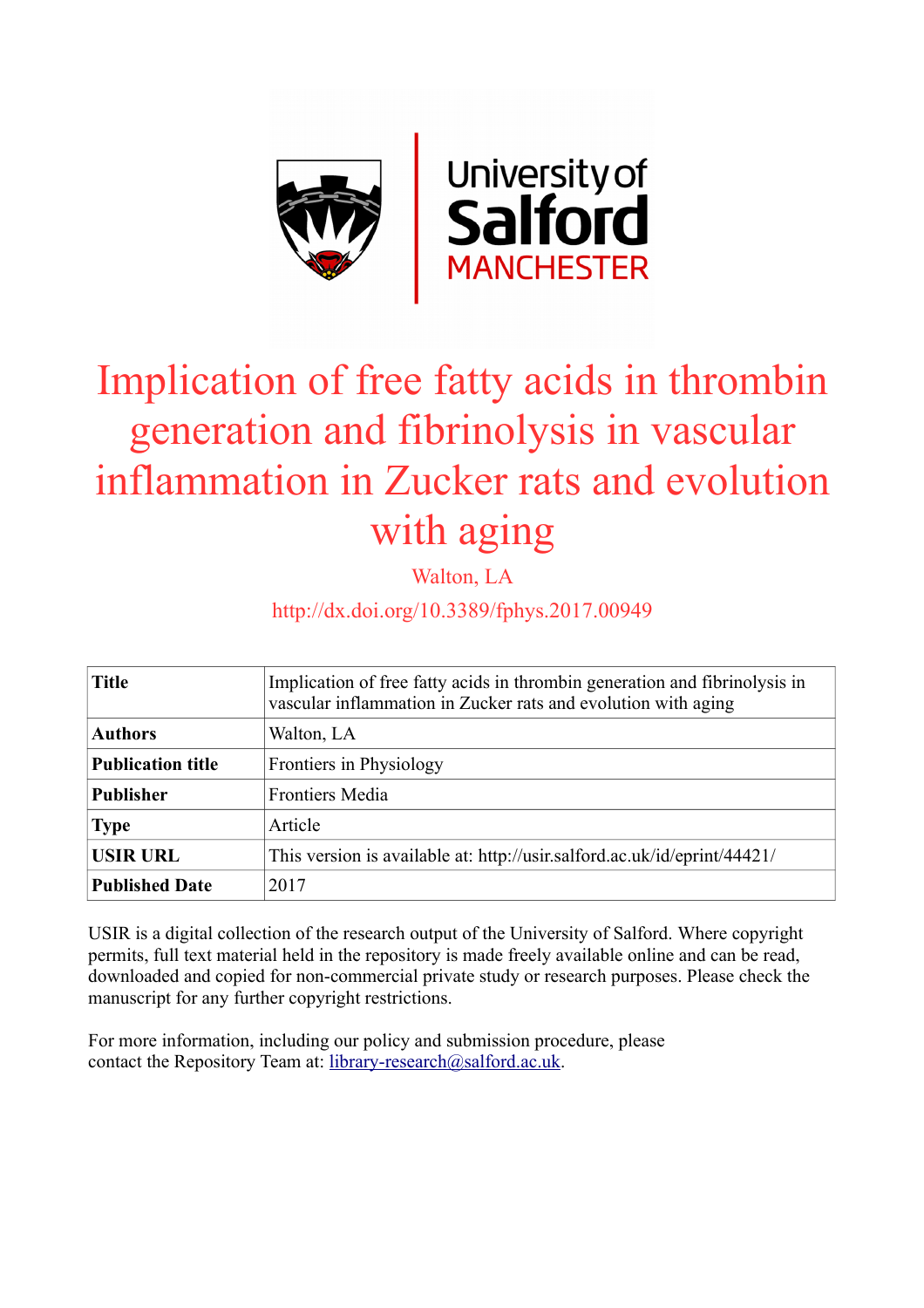# Implication of free fatty acids in thrombin generation and fibrinolysis in vascular inflammation in Zucker rats and evolution with aging

Walton, LA

http://dx.doi.org/10.3389/fphys.2017.00949

| **Title** | Implication of free fatty acids in thrombin generation and fibrinolysis in vascular inflammation in Zucker rats and evolution with aging |
|---|---|
| **Authors** | Walton, LA |
| **Publication title** | Frontiers in Physiology |
| **Publisher** | Frontiers Media |
| **Type** | Article |
| **USIR URL** | This version is available at: http://usir.salford.ac.uk/id/eprint/44421/ |
| **Published Date** | 2017 |

USIR is a digital collection of the research output of the University of Salford. Where copyright permits, full text material held in the repository is made freely available online and can be read, downloaded and copied for non-commercial private study or research purposes. Please check the manuscript for any further copyright restrictions.

For more information, including our policy and submission procedure, please contact the Repository Team at: library-research@salford.ac.uk.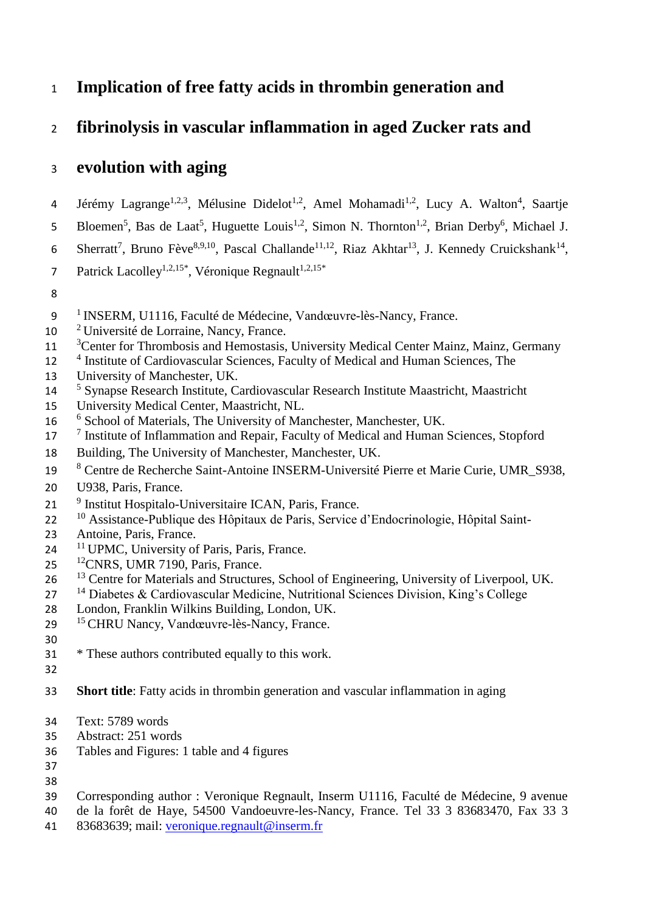# Implication of free fatty acids in thrombin generation and fibrinolysis in vascular inflammation in aged Zucker rats and evolution with aging

Jérémy Lagrange[1,2,3], Mélusine Didelot[1,2], Amel Mohamadi[1,2], Lucy A. Walton[4], Saartje Bloemen[5], Bas de Laat[5], Huguette Louis[1,2], Simon N. Thornton[1,2], Brian Derby[6], Michael J. Sherratt[7], Bruno Fève[8,9,10], Pascal Challande[11,12], Riaz Akhtar[13], J. Kennedy Cruickshank[14], Patrick Lacolley[1,2,15*], Véronique Regnault[1,2,15*]

[1] INSERM, U1116, Faculté de Médecine, Vandœuvre-lès-Nancy, France.
[2] Université de Lorraine, Nancy, France.
[3] Center for Thrombosis and Hemostasis, University Medical Center Mainz, Mainz, Germany
[4] Institute of Cardiovascular Sciences, Faculty of Medical and Human Sciences, The University of Manchester, UK.
[5] Synapse Research Institute, Cardiovascular Research Institute Maastricht, Maastricht University Medical Center, Maastricht, NL.
[6] School of Materials, The University of Manchester, Manchester, UK.
[7] Institute of Inflammation and Repair, Faculty of Medical and Human Sciences, Stopford Building, The University of Manchester, Manchester, UK.
[8] Centre de Recherche Saint-Antoine INSERM-Université Pierre et Marie Curie, UMR_S938, U938, Paris, France.
[9] Institut Hospitalo-Universitaire ICAN, Paris, France.
[10] Assistance-Publique des Hôpitaux de Paris, Service d'Endocrinologie, Hôpital Saint-Antoine, Paris, France.
[11] UPMC, University of Paris, Paris, France.
[12] CNRS, UMR 7190, Paris, France.
[13] Centre for Materials and Structures, School of Engineering, University of Liverpool, UK.
[14] Diabetes & Cardiovascular Medicine, Nutritional Sciences Division, King's College London, Franklin Wilkins Building, London, UK.
[15] CHRU Nancy, Vandœuvre-lès-Nancy, France.

* These authors contributed equally to this work.

**Short title**: Fatty acids in thrombin generation and vascular inflammation in aging

Text: 5789 words
Abstract: 251 words
Tables and Figures: 1 table and 4 figures

Corresponding author : Veronique Regnault, Inserm U1116, Faculté de Médecine, 9 avenue de la forêt de Haye, 54500 Vandoeuvre-les-Nancy, France. Tel 33 3 83683470, Fax 33 3 83683639; mail: veronique.regnault@inserm.fr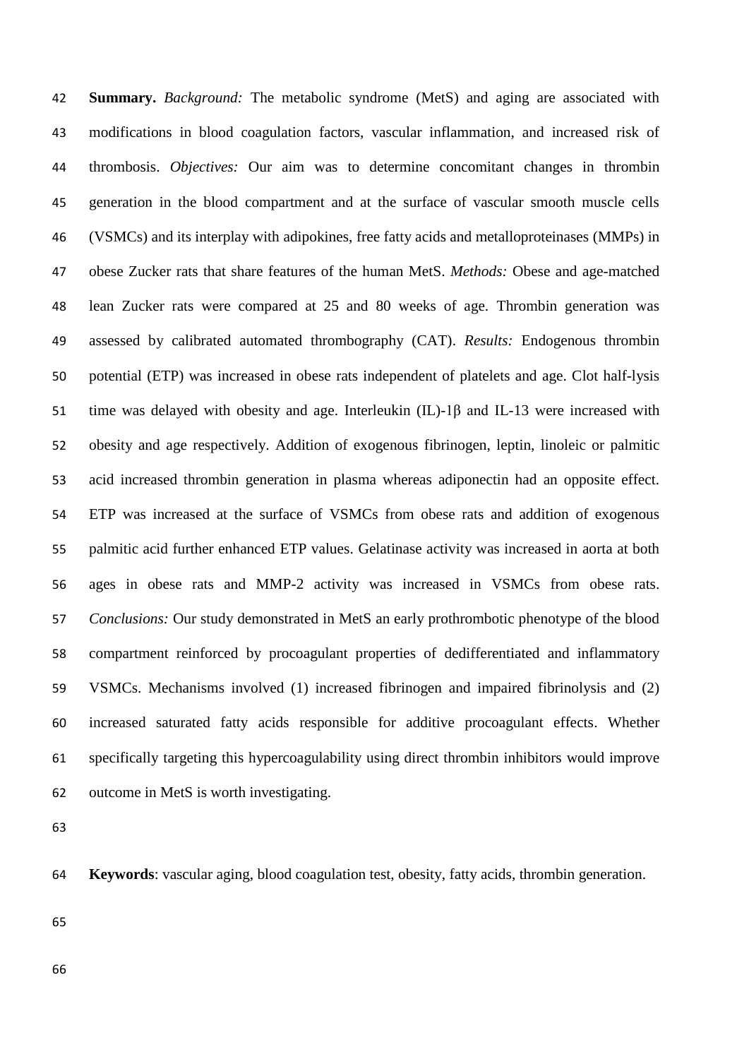**Summary.** *Background:* The metabolic syndrome (MetS) and aging are associated with modifications in blood coagulation factors, vascular inflammation, and increased risk of thrombosis. *Objectives:* Our aim was to determine concomitant changes in thrombin generation in the blood compartment and at the surface of vascular smooth muscle cells (VSMCs) and its interplay with adipokines, free fatty acids and metalloproteinases (MMPs) in obese Zucker rats that share features of the human MetS. *Methods:* Obese and age-matched lean Zucker rats were compared at 25 and 80 weeks of age. Thrombin generation was assessed by calibrated automated thrombography (CAT). *Results:* Endogenous thrombin potential (ETP) was increased in obese rats independent of platelets and age. Clot half-lysis time was delayed with obesity and age. Interleukin (IL)-1β and IL-13 were increased with obesity and age respectively. Addition of exogenous fibrinogen, leptin, linoleic or palmitic acid increased thrombin generation in plasma whereas adiponectin had an opposite effect. ETP was increased at the surface of VSMCs from obese rats and addition of exogenous palmitic acid further enhanced ETP values. Gelatinase activity was increased in aorta at both ages in obese rats and MMP-2 activity was increased in VSMCs from obese rats. *Conclusions:* Our study demonstrated in MetS an early prothrombotic phenotype of the blood compartment reinforced by procoagulant properties of dedifferentiated and inflammatory VSMCs. Mechanisms involved (1) increased fibrinogen and impaired fibrinolysis and (2) increased saturated fatty acids responsible for additive procoagulant effects. Whether specifically targeting this hypercoagulability using direct thrombin inhibitors would improve outcome in MetS is worth investigating.

**Keywords**: vascular aging, blood coagulation test, obesity, fatty acids, thrombin generation.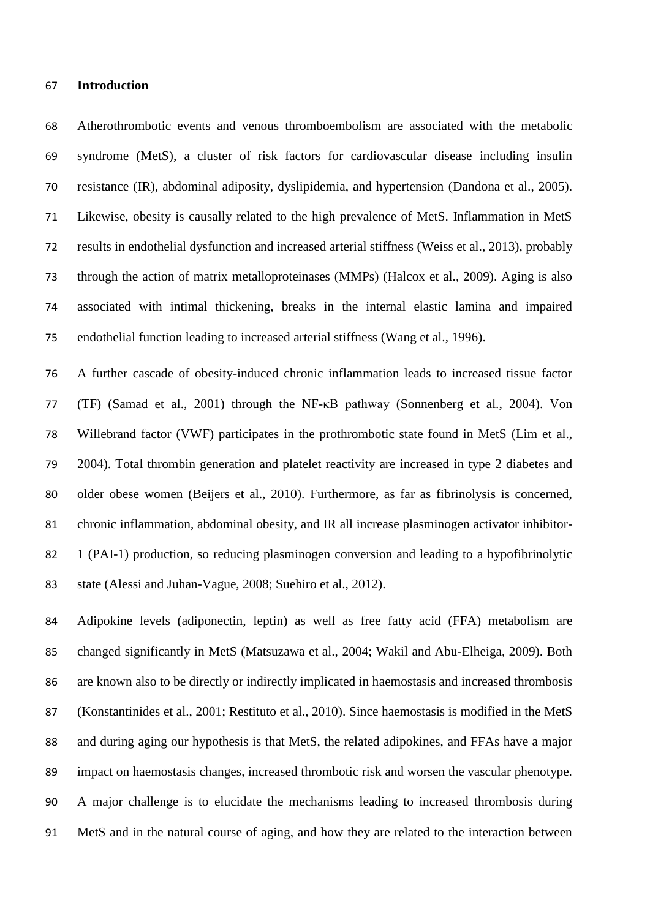## Introduction

Atherothrombotic events and venous thromboembolism are associated with the metabolic syndrome (MetS), a cluster of risk factors for cardiovascular disease including insulin resistance (IR), abdominal adiposity, dyslipidemia, and hypertension (Dandona et al., 2005). Likewise, obesity is causally related to the high prevalence of MetS. Inflammation in MetS results in endothelial dysfunction and increased arterial stiffness (Weiss et al., 2013), probably through the action of matrix metalloproteinases (MMPs) (Halcox et al., 2009). Aging is also associated with intimal thickening, breaks in the internal elastic lamina and impaired endothelial function leading to increased arterial stiffness (Wang et al., 1996).

A further cascade of obesity-induced chronic inflammation leads to increased tissue factor (TF) (Samad et al., 2001) through the NF-κB pathway (Sonnenberg et al., 2004). Von Willebrand factor (VWF) participates in the prothrombotic state found in MetS (Lim et al., 2004). Total thrombin generation and platelet reactivity are increased in type 2 diabetes and older obese women (Beijers et al., 2010). Furthermore, as far as fibrinolysis is concerned, chronic inflammation, abdominal obesity, and IR all increase plasminogen activator inhibitor-1 (PAI-1) production, so reducing plasminogen conversion and leading to a hypofibrinolytic state (Alessi and Juhan-Vague, 2008; Suehiro et al., 2012).

Adipokine levels (adiponectin, leptin) as well as free fatty acid (FFA) metabolism are changed significantly in MetS (Matsuzawa et al., 2004; Wakil and Abu-Elheiga, 2009). Both are known also to be directly or indirectly implicated in haemostasis and increased thrombosis (Konstantinides et al., 2001; Restituto et al., 2010). Since haemostasis is modified in the MetS and during aging our hypothesis is that MetS, the related adipokines, and FFAs have a major impact on haemostasis changes, increased thrombotic risk and worsen the vascular phenotype. A major challenge is to elucidate the mechanisms leading to increased thrombosis during MetS and in the natural course of aging, and how they are related to the interaction between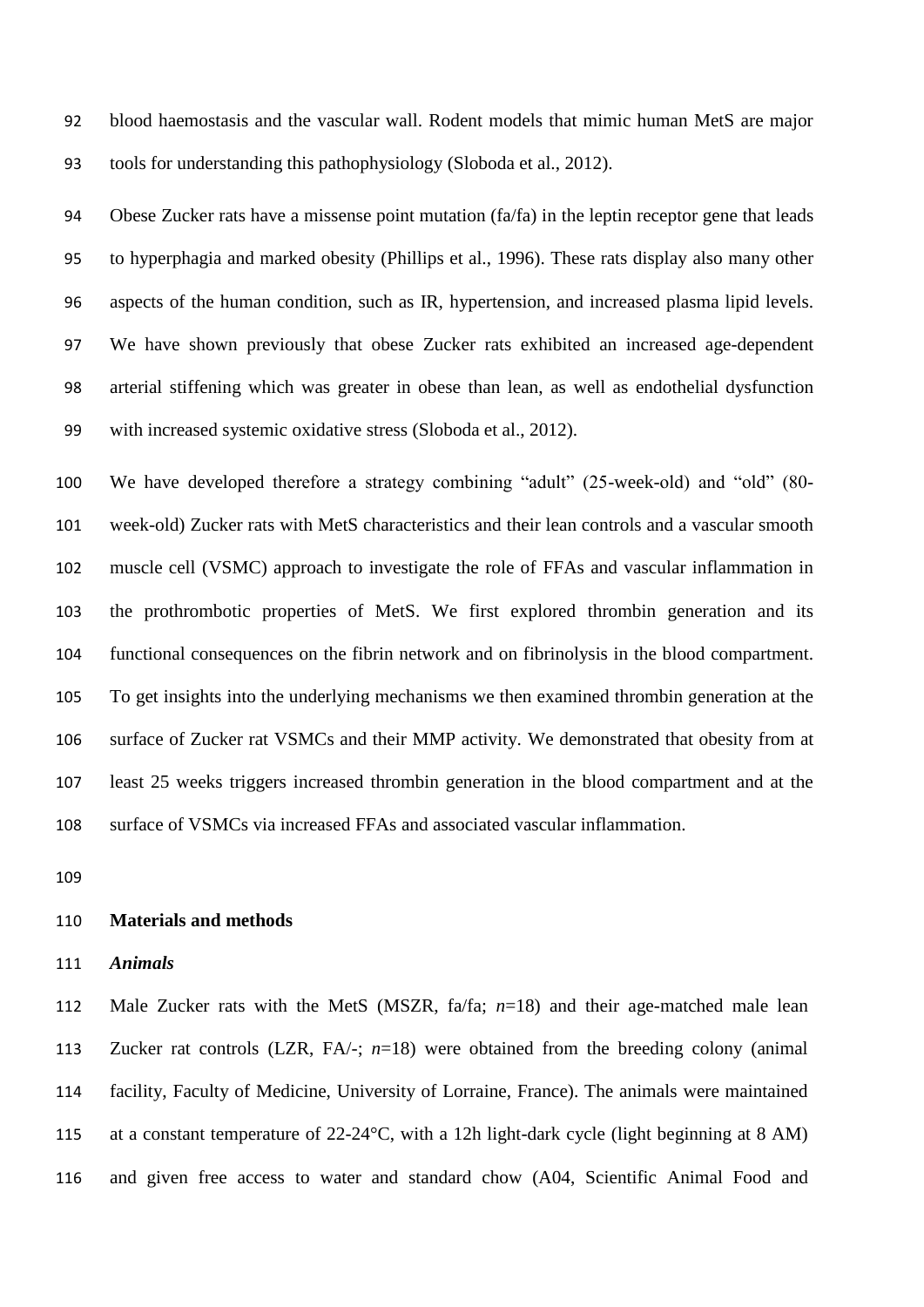blood haemostasis and the vascular wall. Rodent models that mimic human MetS are major tools for understanding this pathophysiology (Sloboda et al., 2012).

Obese Zucker rats have a missense point mutation (fa/fa) in the leptin receptor gene that leads to hyperphagia and marked obesity (Phillips et al., 1996). These rats display also many other aspects of the human condition, such as IR, hypertension, and increased plasma lipid levels. We have shown previously that obese Zucker rats exhibited an increased age-dependent arterial stiffening which was greater in obese than lean, as well as endothelial dysfunction with increased systemic oxidative stress (Sloboda et al., 2012).

We have developed therefore a strategy combining "adult" (25-week-old) and "old" (80-week-old) Zucker rats with MetS characteristics and their lean controls and a vascular smooth muscle cell (VSMC) approach to investigate the role of FFAs and vascular inflammation in the prothrombotic properties of MetS. We first explored thrombin generation and its functional consequences on the fibrin network and on fibrinolysis in the blood compartment. To get insights into the underlying mechanisms we then examined thrombin generation at the surface of Zucker rat VSMCs and their MMP activity. We demonstrated that obesity from at least 25 weeks triggers increased thrombin generation in the blood compartment and at the surface of VSMCs via increased FFAs and associated vascular inflammation.

## Materials and methods

### *Animals*

Male Zucker rats with the MetS (MSZR, fa/fa; *n*=18) and their age-matched male lean Zucker rat controls (LZR, FA/-; *n*=18) were obtained from the breeding colony (animal facility, Faculty of Medicine, University of Lorraine, France). The animals were maintained at a constant temperature of 22-24°C, with a 12h light-dark cycle (light beginning at 8 AM) and given free access to water and standard chow (A04, Scientific Animal Food and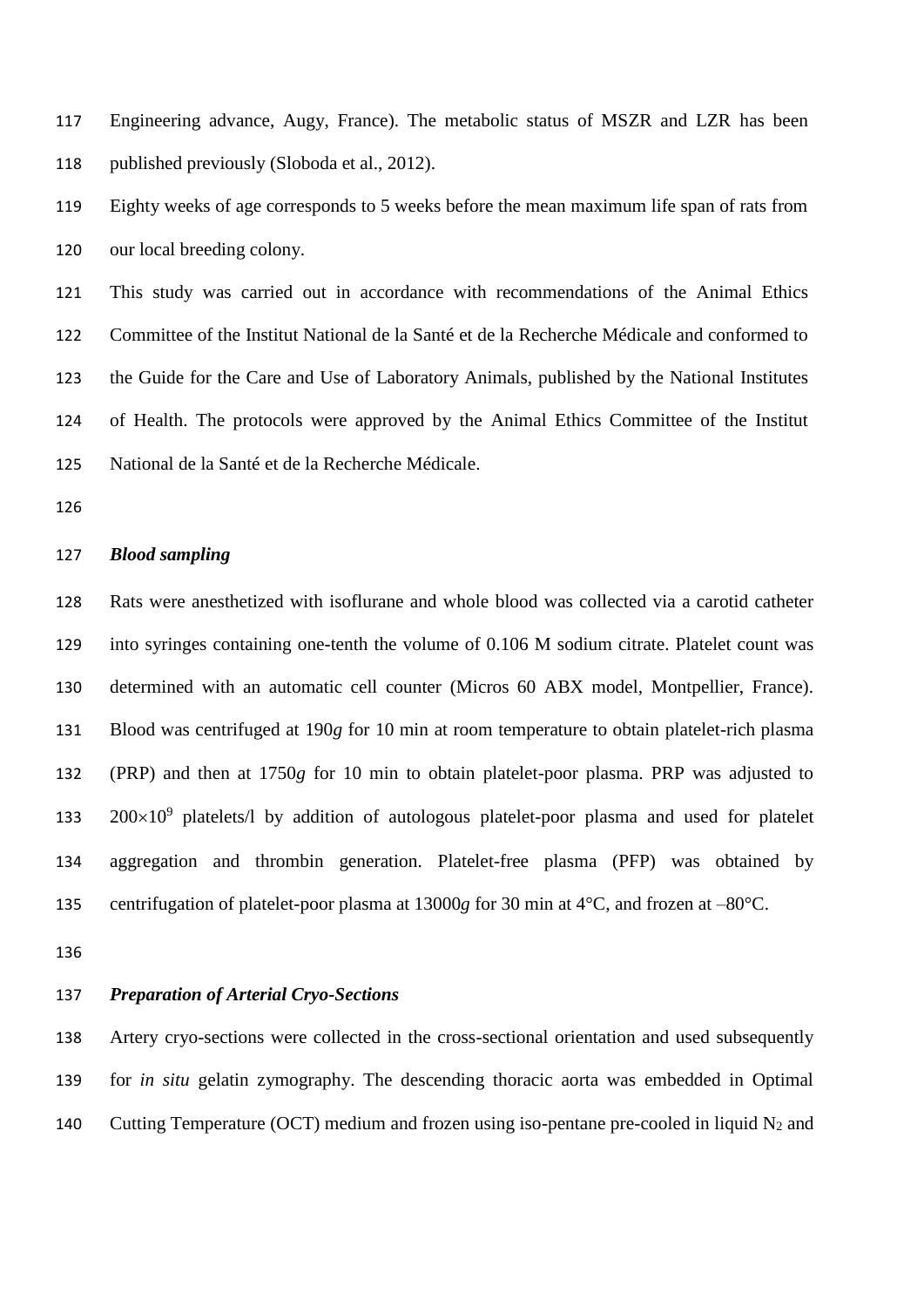Engineering advance, Augy, France). The metabolic status of MSZR and LZR has been published previously (Sloboda et al., 2012).

Eighty weeks of age corresponds to 5 weeks before the mean maximum life span of rats from our local breeding colony.

This study was carried out in accordance with recommendations of the Animal Ethics Committee of the Institut National de la Santé et de la Recherche Médicale and conformed to the Guide for the Care and Use of Laboratory Animals, published by the National Institutes of Health. The protocols were approved by the Animal Ethics Committee of the Institut National de la Santé et de la Recherche Médicale.

### *Blood sampling*

Rats were anesthetized with isoflurane and whole blood was collected via a carotid catheter into syringes containing one-tenth the volume of 0.106 M sodium citrate. Platelet count was determined with an automatic cell counter (Micros 60 ABX model, Montpellier, France). Blood was centrifuged at 190*g* for 10 min at room temperature to obtain platelet-rich plasma (PRP) and then at 1750*g* for 10 min to obtain platelet-poor plasma. PRP was adjusted to $200\times10^{9}$ platelets/l by addition of autologous platelet-poor plasma and used for platelet aggregation and thrombin generation. Platelet-free plasma (PFP) was obtained by centrifugation of platelet-poor plasma at 13000*g* for 30 min at 4°C, and frozen at –80°C.

### *Preparation of Arterial Cryo-Sections*

Artery cryo-sections were collected in the cross-sectional orientation and used subsequently for *in situ* gelatin zymography. The descending thoracic aorta was embedded in Optimal Cutting Temperature (OCT) medium and frozen using iso-pentane pre-cooled in liquid $N_2$ and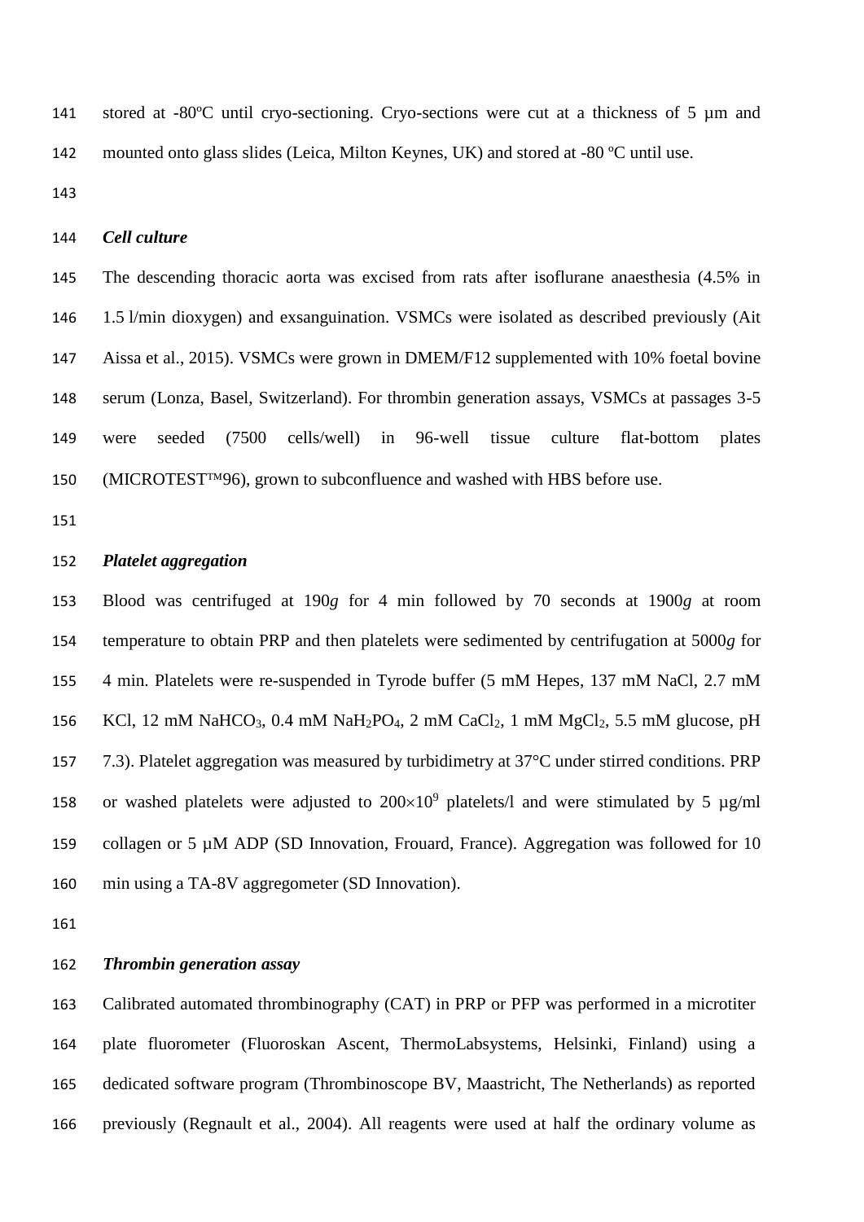stored at -80ºC until cryo-sectioning. Cryo-sections were cut at a thickness of 5 µm and mounted onto glass slides (Leica, Milton Keynes, UK) and stored at -80 ºC until use.

***Cell culture***

The descending thoracic aorta was excised from rats after isoflurane anaesthesia (4.5% in 1.5 l/min dioxygen) and exsanguination. VSMCs were isolated as described previously (Ait Aissa et al., 2015). VSMCs were grown in DMEM/F12 supplemented with 10% foetal bovine serum (Lonza, Basel, Switzerland). For thrombin generation assays, VSMCs at passages 3-5 were seeded (7500 cells/well) in 96-well tissue culture flat-bottom plates (MICROTEST™96), grown to subconfluence and washed with HBS before use.

***Platelet aggregation***

Blood was centrifuged at 190*g* for 4 min followed by 70 seconds at 1900*g* at room temperature to obtain PRP and then platelets were sedimented by centrifugation at 5000*g* for 4 min. Platelets were re-suspended in Tyrode buffer (5 mM Hepes, 137 mM NaCl, 2.7 mM KCl, 12 mM $NaHCO_3$, 0.4 mM $NaH_2PO_4$, 2 mM $CaCl_2$, 1 mM $MgCl_2$, 5.5 mM glucose, pH 7.3). Platelet aggregation was measured by turbidimetry at 37°C under stirred conditions. PRP or washed platelets were adjusted to $200\times10^9$ platelets/l and were stimulated by 5 µg/ml collagen or 5 µM ADP (SD Innovation, Frouard, France). Aggregation was followed for 10 min using a TA-8V aggregometer (SD Innovation).

***Thrombin generation assay***

Calibrated automated thrombinography (CAT) in PRP or PFP was performed in a microtiter plate fluorometer (Fluoroskan Ascent, ThermoLabsystems, Helsinki, Finland) using a dedicated software program (Thrombinoscope BV, Maastricht, The Netherlands) as reported previously (Regnault et al., 2004). All reagents were used at half the ordinary volume as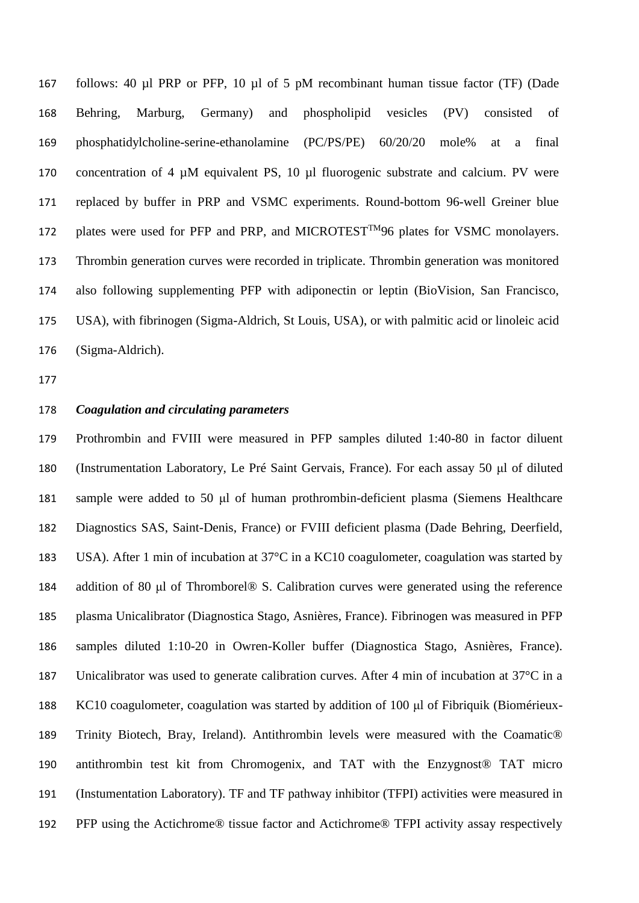follows: 40 µl PRP or PFP, 10 µl of 5 pM recombinant human tissue factor (TF) (Dade Behring, Marburg, Germany) and phospholipid vesicles (PV) consisted of phosphatidylcholine-serine-ethanolamine (PC/PS/PE) 60/20/20 mole% at a final concentration of 4 µM equivalent PS, 10 µl fluorogenic substrate and calcium. PV were replaced by buffer in PRP and VSMC experiments. Round-bottom 96-well Greiner blue plates were used for PFP and PRP, and MICROTEST™96 plates for VSMC monolayers. Thrombin generation curves were recorded in triplicate. Thrombin generation was monitored also following supplementing PFP with adiponectin or leptin (BioVision, San Francisco, USA), with fibrinogen (Sigma-Aldrich, St Louis, USA), or with palmitic acid or linoleic acid (Sigma-Aldrich).

***Coagulation and circulating parameters***

Prothrombin and FVIII were measured in PFP samples diluted 1:40-80 in factor diluent (Instrumentation Laboratory, Le Pré Saint Gervais, France). For each assay 50 µl of diluted sample were added to 50 µl of human prothrombin-deficient plasma (Siemens Healthcare Diagnostics SAS, Saint-Denis, France) or FVIII deficient plasma (Dade Behring, Deerfield, USA). After 1 min of incubation at 37°C in a KC10 coagulometer, coagulation was started by addition of 80 µl of Thromborel® S. Calibration curves were generated using the reference plasma Unicalibrator (Diagnostica Stago, Asnières, France). Fibrinogen was measured in PFP samples diluted 1:10-20 in Owren-Koller buffer (Diagnostica Stago, Asnières, France). Unicalibrator was used to generate calibration curves. After 4 min of incubation at 37°C in a KC10 coagulometer, coagulation was started by addition of 100 µl of Fibriquik (Biomérieux-Trinity Biotech, Bray, Ireland). Antithrombin levels were measured with the Coamatic® antithrombin test kit from Chromogenix, and TAT with the Enzygnost® TAT micro (Instumentation Laboratory). TF and TF pathway inhibitor (TFPI) activities were measured in PFP using the Actichrome® tissue factor and Actichrome® TFPI activity assay respectively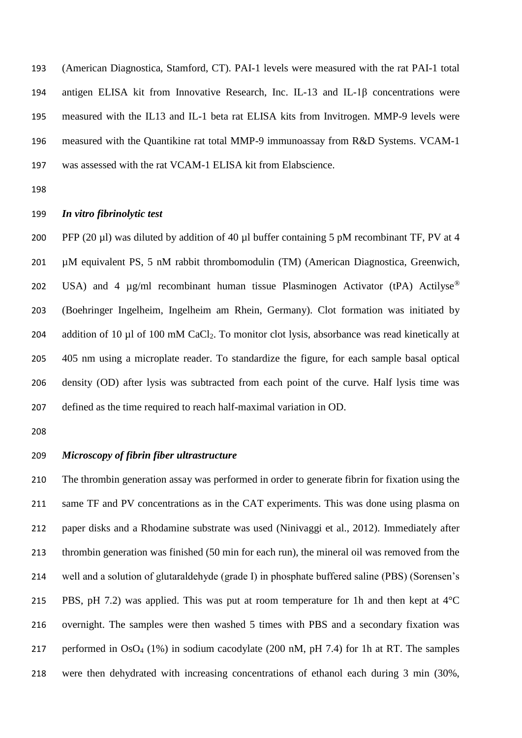(American Diagnostica, Stamford, CT). PAI-1 levels were measured with the rat PAI-1 total antigen ELISA kit from Innovative Research, Inc. IL-13 and IL-1β concentrations were measured with the IL13 and IL-1 beta rat ELISA kits from Invitrogen. MMP-9 levels were measured with the Quantikine rat total MMP-9 immunoassay from R&D Systems. VCAM-1 was assessed with the rat VCAM-1 ELISA kit from Elabscience.

### *In vitro fibrinolytic test*

PFP (20 µl) was diluted by addition of 40 µl buffer containing 5 pM recombinant TF, PV at 4 µM equivalent PS, 5 nM rabbit thrombomodulin (TM) (American Diagnostica, Greenwich, USA) and 4 µg/ml recombinant human tissue Plasminogen Activator (tPA) Actilyse® (Boehringer Ingelheim, Ingelheim am Rhein, Germany). Clot formation was initiated by addition of 10 µl of 100 mM $CaCl_2$. To monitor clot lysis, absorbance was read kinetically at 405 nm using a microplate reader. To standardize the figure, for each sample basal optical density (OD) after lysis was subtracted from each point of the curve. Half lysis time was defined as the time required to reach half-maximal variation in OD.

### *Microscopy of fibrin fiber ultrastructure*

The thrombin generation assay was performed in order to generate fibrin for fixation using the same TF and PV concentrations as in the CAT experiments. This was done using plasma on paper disks and a Rhodamine substrate was used (Ninivaggi et al., 2012). Immediately after thrombin generation was finished (50 min for each run), the mineral oil was removed from the well and a solution of glutaraldehyde (grade I) in phosphate buffered saline (PBS) (Sorensen's PBS, pH 7.2) was applied. This was put at room temperature for 1h and then kept at 4°C overnight. The samples were then washed 5 times with PBS and a secondary fixation was performed in $OsO_4$ (1%) in sodium cacodylate (200 nM, pH 7.4) for 1h at RT. The samples were then dehydrated with increasing concentrations of ethanol each during 3 min (30%,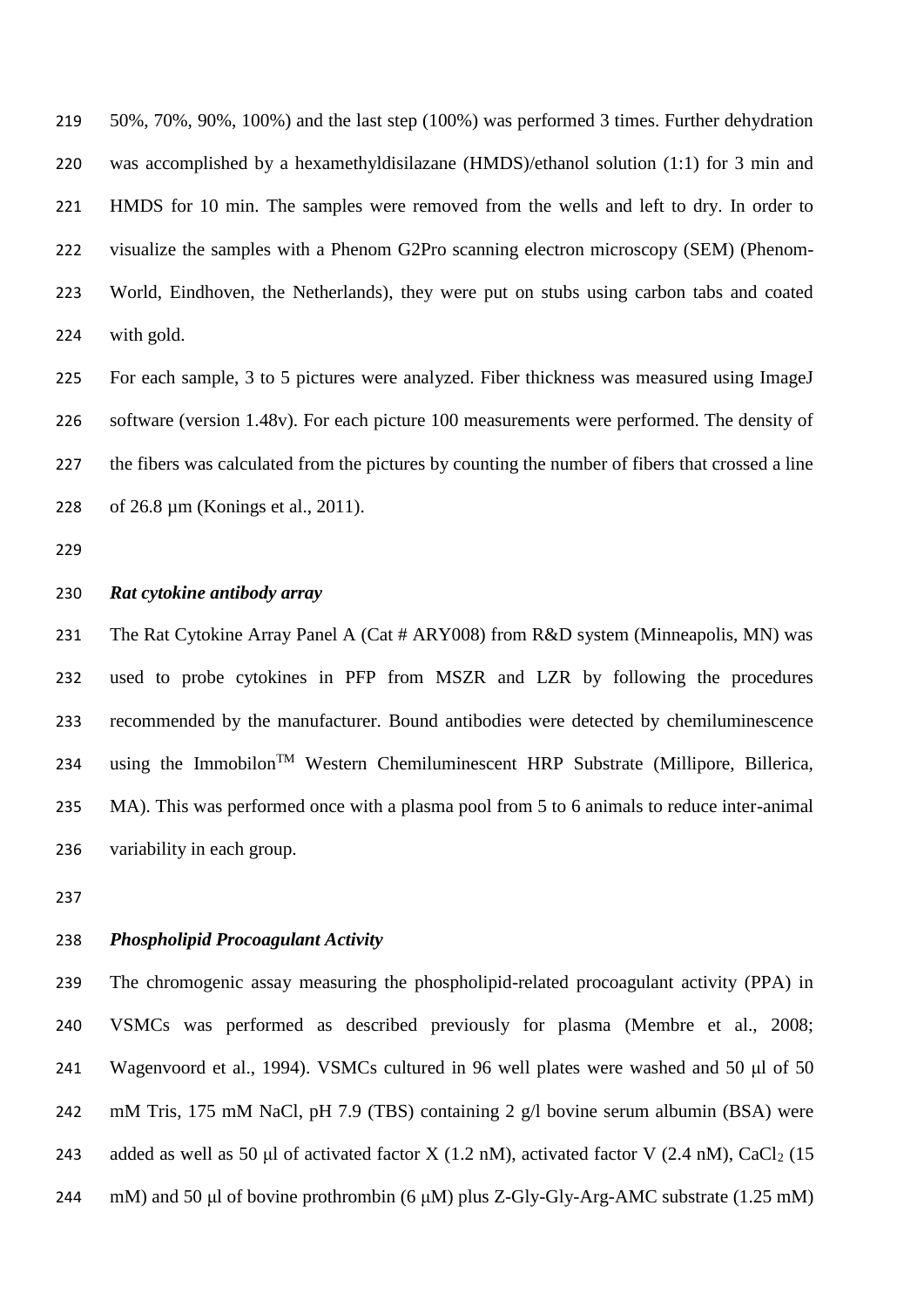50%, 70%, 90%, 100%) and the last step (100%) was performed 3 times. Further dehydration was accomplished by a hexamethyldisilazane (HMDS)/ethanol solution (1:1) for 3 min and HMDS for 10 min. The samples were removed from the wells and left to dry. In order to visualize the samples with a Phenom G2Pro scanning electron microscopy (SEM) (Phenom-World, Eindhoven, the Netherlands), they were put on stubs using carbon tabs and coated with gold.

For each sample, 3 to 5 pictures were analyzed. Fiber thickness was measured using ImageJ software (version 1.48v). For each picture 100 measurements were performed. The density of the fibers was calculated from the pictures by counting the number of fibers that crossed a line of 26.8 µm (Konings et al., 2011).

### *Rat cytokine antibody array*

The Rat Cytokine Array Panel A (Cat # ARY008) from R&D system (Minneapolis, MN) was used to probe cytokines in PFP from MSZR and LZR by following the procedures recommended by the manufacturer. Bound antibodies were detected by chemiluminescence using the Immobilon™ Western Chemiluminescent HRP Substrate (Millipore, Billerica, MA). This was performed once with a plasma pool from 5 to 6 animals to reduce inter-animal variability in each group.

### *Phospholipid Procoagulant Activity*

The chromogenic assay measuring the phospholipid-related procoagulant activity (PPA) in VSMCs was performed as described previously for plasma (Membre et al., 2008; Wagenvoord et al., 1994). VSMCs cultured in 96 well plates were washed and 50 µl of 50 mM Tris, 175 mM NaCl, pH 7.9 (TBS) containing 2 g/l bovine serum albumin (BSA) were added as well as 50 µl of activated factor X (1.2 nM), activated factor V (2.4 nM), $CaCl_2$ (15 mM) and 50 µl of bovine prothrombin (6 µM) plus Z-Gly-Gly-Arg-AMC substrate (1.25 mM)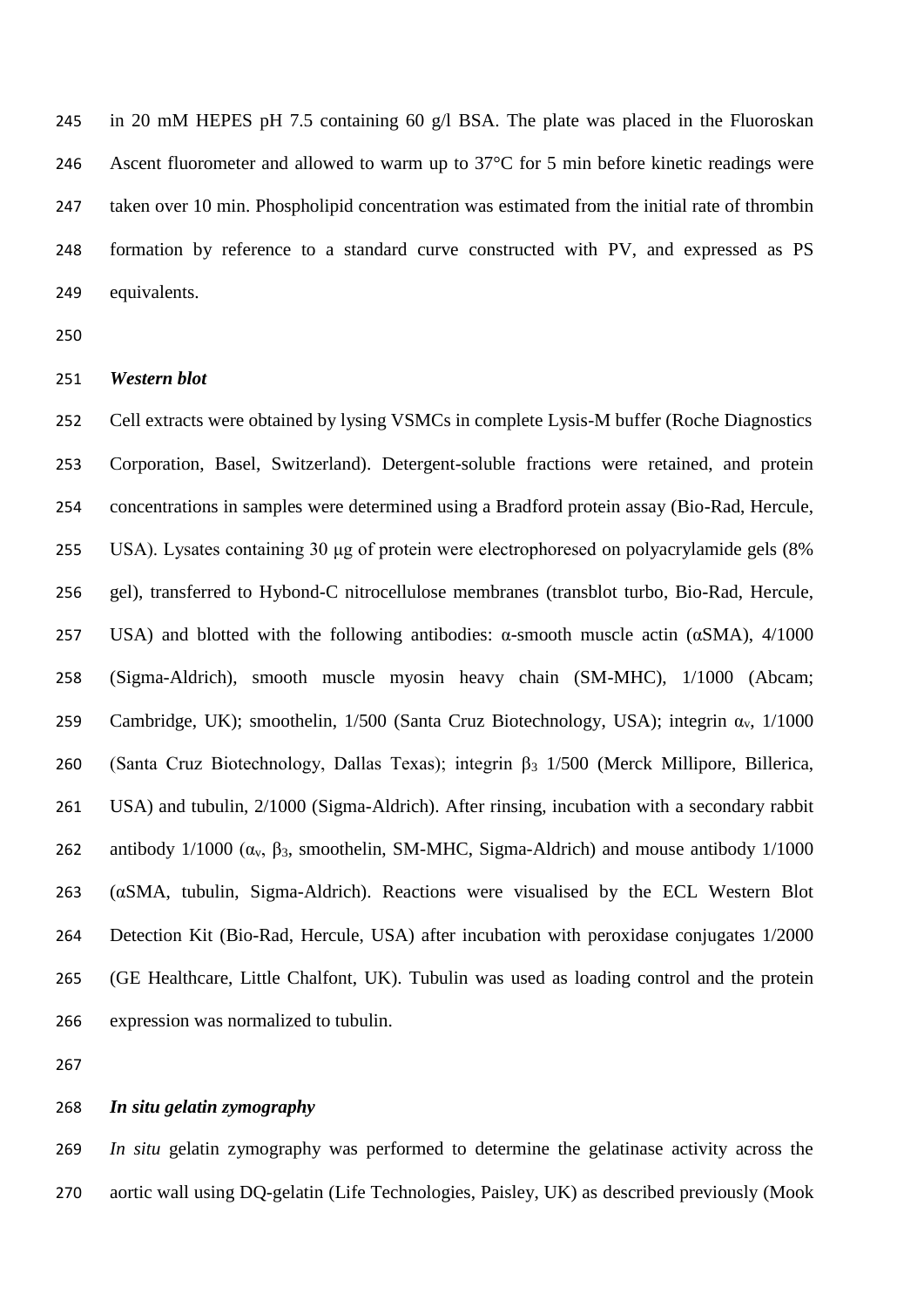in 20 mM HEPES pH 7.5 containing 60 g/l BSA. The plate was placed in the Fluoroskan Ascent fluorometer and allowed to warm up to 37°C for 5 min before kinetic readings were taken over 10 min. Phospholipid concentration was estimated from the initial rate of thrombin formation by reference to a standard curve constructed with PV, and expressed as PS equivalents.

***Western blot***

Cell extracts were obtained by lysing VSMCs in complete Lysis-M buffer (Roche Diagnostics Corporation, Basel, Switzerland). Detergent-soluble fractions were retained, and protein concentrations in samples were determined using a Bradford protein assay (Bio-Rad, Hercule, USA). Lysates containing 30 µg of protein were electrophoresed on polyacrylamide gels (8% gel), transferred to Hybond-C nitrocellulose membranes (transblot turbo, Bio-Rad, Hercule, USA) and blotted with the following antibodies: α-smooth muscle actin (αSMA), 4/1000 (Sigma-Aldrich), smooth muscle myosin heavy chain (SM-MHC), 1/1000 (Abcam; Cambridge, UK); smoothelin, 1/500 (Santa Cruz Biotechnology, USA); integrin $\alpha_v$, 1/1000 (Santa Cruz Biotechnology, Dallas Texas); integrin $\beta_3$ 1/500 (Merck Millipore, Billerica, USA) and tubulin, 2/1000 (Sigma-Aldrich). After rinsing, incubation with a secondary rabbit antibody 1/1000 ($\alpha_v$, $\beta_3$, smoothelin, SM-MHC, Sigma-Aldrich) and mouse antibody 1/1000 (αSMA, tubulin, Sigma-Aldrich). Reactions were visualised by the ECL Western Blot Detection Kit (Bio-Rad, Hercule, USA) after incubation with peroxidase conjugates 1/2000 (GE Healthcare, Little Chalfont, UK). Tubulin was used as loading control and the protein expression was normalized to tubulin.

***In situ gelatin zymography***

*In situ* gelatin zymography was performed to determine the gelatinase activity across the aortic wall using DQ-gelatin (Life Technologies, Paisley, UK) as described previously (Mook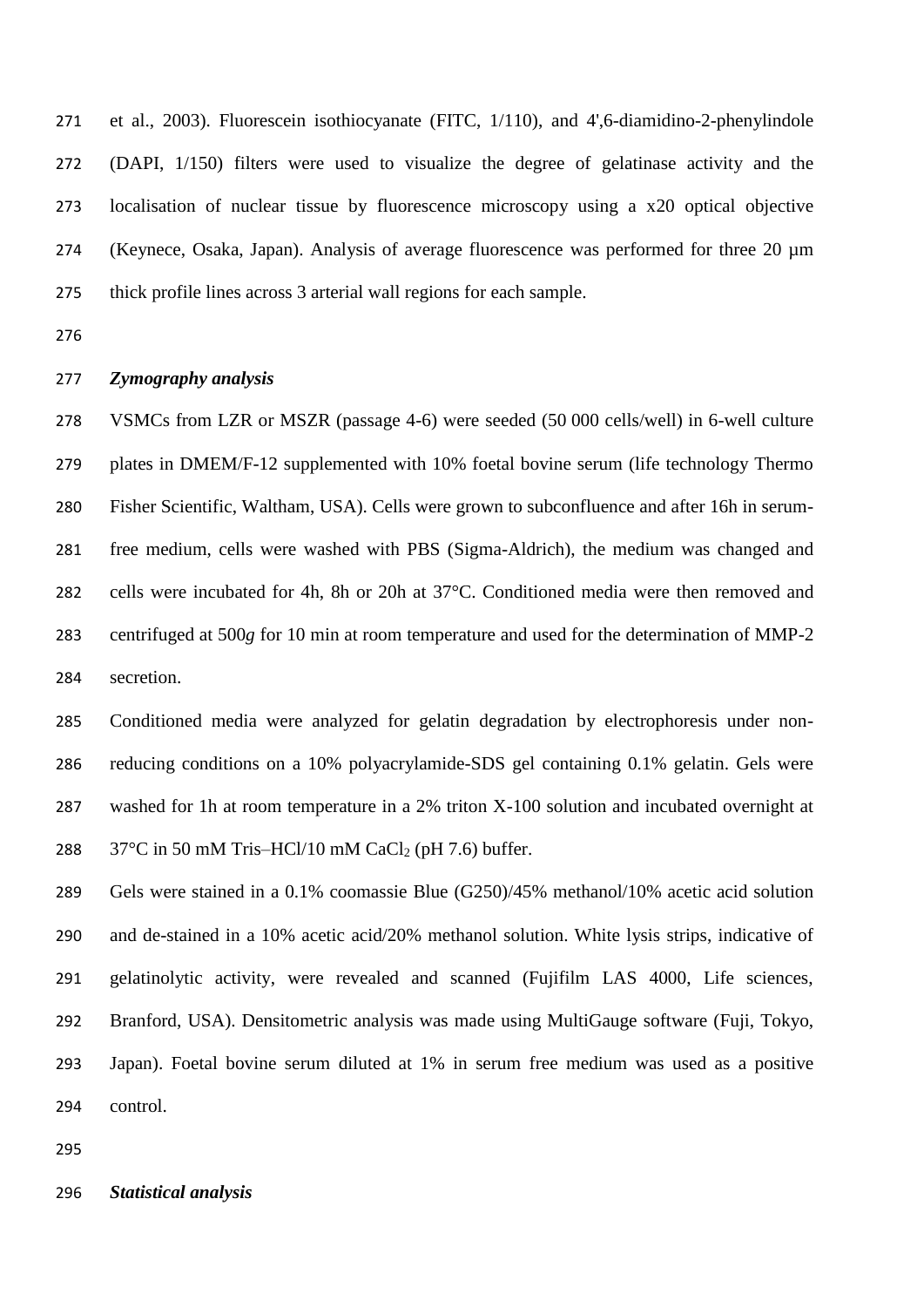et al., 2003). Fluorescein isothiocyanate (FITC, 1/110), and 4',6-diamidino-2-phenylindole (DAPI, 1/150) filters were used to visualize the degree of gelatinase activity and the localisation of nuclear tissue by fluorescence microscopy using a x20 optical objective (Keynece, Osaka, Japan). Analysis of average fluorescence was performed for three 20 µm thick profile lines across 3 arterial wall regions for each sample.

### *Zymography analysis*

VSMCs from LZR or MSZR (passage 4-6) were seeded (50 000 cells/well) in 6-well culture plates in DMEM/F-12 supplemented with 10% foetal bovine serum (life technology Thermo Fisher Scientific, Waltham, USA). Cells were grown to subconfluence and after 16h in serum-free medium, cells were washed with PBS (Sigma-Aldrich), the medium was changed and cells were incubated for 4h, 8h or 20h at 37°C. Conditioned media were then removed and centrifuged at 500*g* for 10 min at room temperature and used for the determination of MMP-2 secretion.

Conditioned media were analyzed for gelatin degradation by electrophoresis under non-reducing conditions on a 10% polyacrylamide-SDS gel containing 0.1% gelatin. Gels were washed for 1h at room temperature in a 2% triton X-100 solution and incubated overnight at 37°C in 50 mM Tris–HCl/10 mM $CaCl_2$ (pH 7.6) buffer.

Gels were stained in a 0.1% coomassie Blue (G250)/45% methanol/10% acetic acid solution and de-stained in a 10% acetic acid/20% methanol solution. White lysis strips, indicative of gelatinolytic activity, were revealed and scanned (Fujifilm LAS 4000, Life sciences, Branford, USA). Densitometric analysis was made using MultiGauge software (Fuji, Tokyo, Japan). Foetal bovine serum diluted at 1% in serum free medium was used as a positive control.

### *Statistical analysis*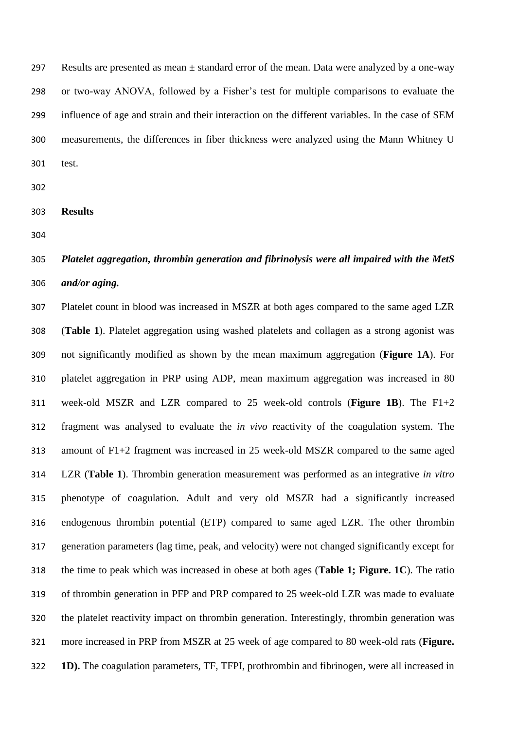Results are presented as mean ± standard error of the mean. Data were analyzed by a one-way or two-way ANOVA, followed by a Fisher's test for multiple comparisons to evaluate the influence of age and strain and their interaction on the different variables. In the case of SEM measurements, the differences in fiber thickness were analyzed using the Mann Whitney U test.

## Results

### *Platelet aggregation, thrombin generation and fibrinolysis were all impaired with the MetS and/or aging.*

Platelet count in blood was increased in MSZR at both ages compared to the same aged LZR (**Table 1**). Platelet aggregation using washed platelets and collagen as a strong agonist was not significantly modified as shown by the mean maximum aggregation (**Figure 1A**). For platelet aggregation in PRP using ADP, mean maximum aggregation was increased in 80 week-old MSZR and LZR compared to 25 week-old controls (**Figure 1B**). The F1+2 fragment was analysed to evaluate the *in vivo* reactivity of the coagulation system. The amount of F1+2 fragment was increased in 25 week-old MSZR compared to the same aged LZR (**Table 1**). Thrombin generation measurement was performed as an integrative *in vitro* phenotype of coagulation. Adult and very old MSZR had a significantly increased endogenous thrombin potential (ETP) compared to same aged LZR. The other thrombin generation parameters (lag time, peak, and velocity) were not changed significantly except for the time to peak which was increased in obese at both ages (**Table 1; Figure. 1C**). The ratio of thrombin generation in PFP and PRP compared to 25 week-old LZR was made to evaluate the platelet reactivity impact on thrombin generation. Interestingly, thrombin generation was more increased in PRP from MSZR at 25 week of age compared to 80 week-old rats (**Figure. 1D).** The coagulation parameters, TF, TFPI, prothrombin and fibrinogen, were all increased in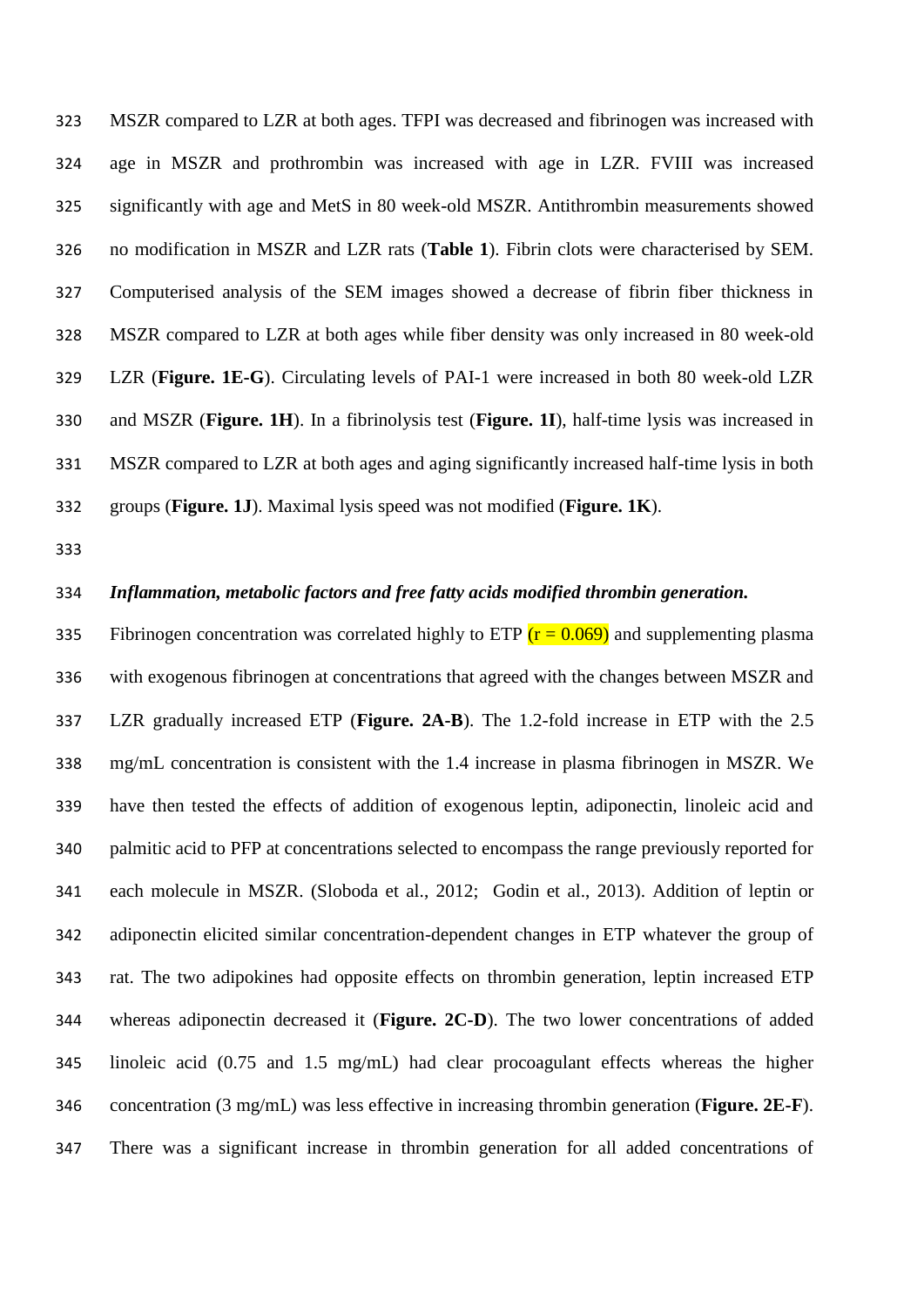MSZR compared to LZR at both ages. TFPI was decreased and fibrinogen was increased with age in MSZR and prothrombin was increased with age in LZR. FVIII was increased significantly with age and MetS in 80 week-old MSZR. Antithrombin measurements showed no modification in MSZR and LZR rats (**Table 1**). Fibrin clots were characterised by SEM. Computerised analysis of the SEM images showed a decrease of fibrin fiber thickness in MSZR compared to LZR at both ages while fiber density was only increased in 80 week-old LZR (**Figure. 1E-G**). Circulating levels of PAI-1 were increased in both 80 week-old LZR and MSZR (**Figure. 1H**). In a fibrinolysis test (**Figure. 1I**), half-time lysis was increased in MSZR compared to LZR at both ages and aging significantly increased half-time lysis in both groups (**Figure. 1J**). Maximal lysis speed was not modified (**Figure. 1K**).

***Inflammation, metabolic factors and free fatty acids modified thrombin generation.***

Fibrinogen concentration was correlated highly to ETP ($r = 0.069$) and supplementing plasma with exogenous fibrinogen at concentrations that agreed with the changes between MSZR and LZR gradually increased ETP (**Figure. 2A-B**). The 1.2-fold increase in ETP with the 2.5 mg/mL concentration is consistent with the 1.4 increase in plasma fibrinogen in MSZR. We have then tested the effects of addition of exogenous leptin, adiponectin, linoleic acid and palmitic acid to PFP at concentrations selected to encompass the range previously reported for each molecule in MSZR. (Sloboda et al., 2012; Godin et al., 2013). Addition of leptin or adiponectin elicited similar concentration-dependent changes in ETP whatever the group of rat. The two adipokines had opposite effects on thrombin generation, leptin increased ETP whereas adiponectin decreased it (**Figure. 2C-D**). The two lower concentrations of added linoleic acid (0.75 and 1.5 mg/mL) had clear procoagulant effects whereas the higher concentration (3 mg/mL) was less effective in increasing thrombin generation (**Figure. 2E-F**). There was a significant increase in thrombin generation for all added concentrations of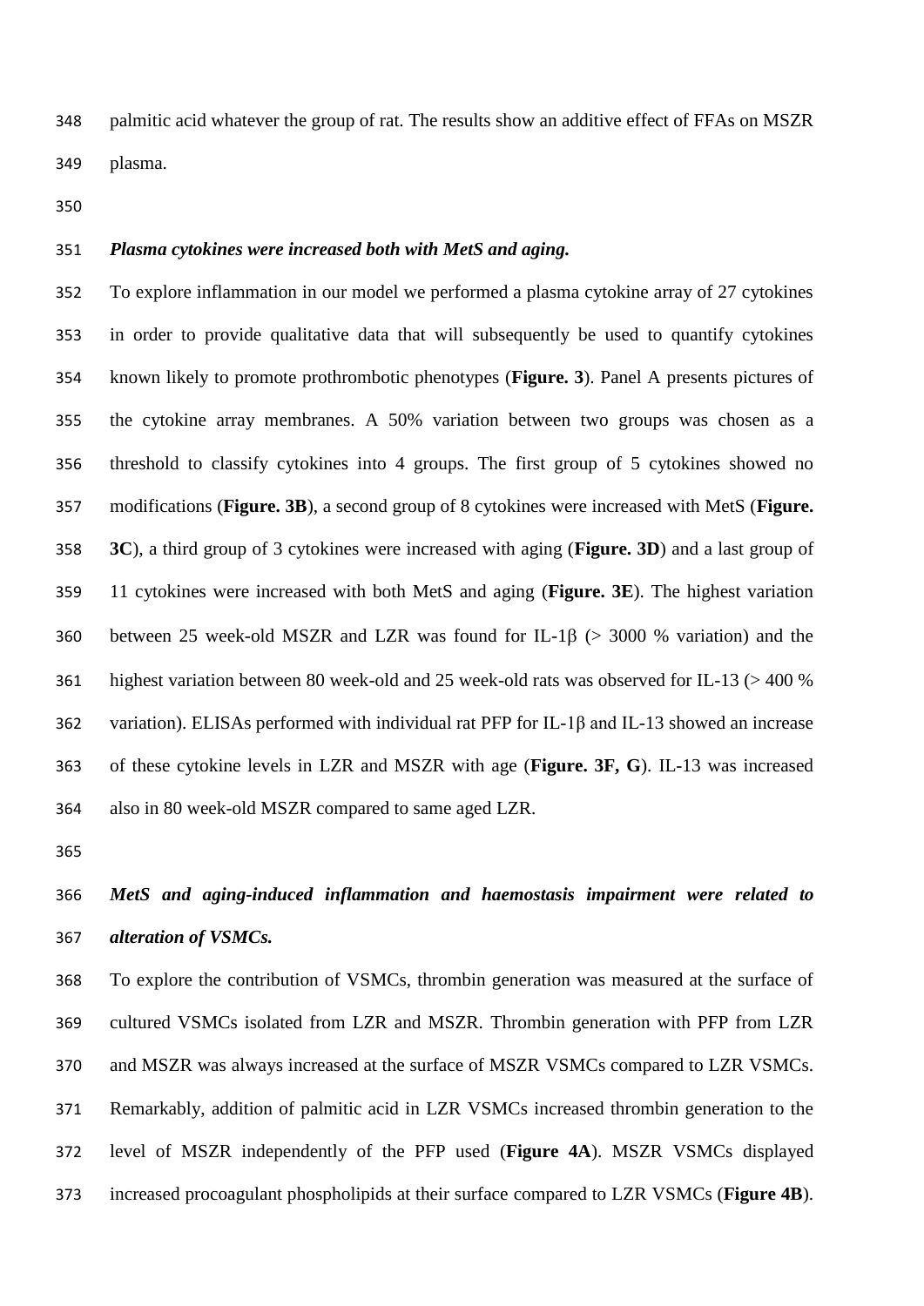palmitic acid whatever the group of rat. The results show an additive effect of FFAs on MSZR plasma.

***Plasma cytokines were increased both with MetS and aging.***

To explore inflammation in our model we performed a plasma cytokine array of 27 cytokines in order to provide qualitative data that will subsequently be used to quantify cytokines known likely to promote prothrombotic phenotypes (**Figure. 3**). Panel A presents pictures of the cytokine array membranes. A 50% variation between two groups was chosen as a threshold to classify cytokines into 4 groups. The first group of 5 cytokines showed no modifications (**Figure. 3B**), a second group of 8 cytokines were increased with MetS (**Figure. 3C**), a third group of 3 cytokines were increased with aging (**Figure. 3D**) and a last group of 11 cytokines were increased with both MetS and aging (**Figure. 3E**). The highest variation between 25 week-old MSZR and LZR was found for IL-1β (> 3000 % variation) and the highest variation between 80 week-old and 25 week-old rats was observed for IL-13 (> 400 % variation). ELISAs performed with individual rat PFP for IL-1β and IL-13 showed an increase of these cytokine levels in LZR and MSZR with age (**Figure. 3F, G**). IL-13 was increased also in 80 week-old MSZR compared to same aged LZR.

***MetS and aging-induced inflammation and haemostasis impairment were related to alteration of VSMCs.***

To explore the contribution of VSMCs, thrombin generation was measured at the surface of cultured VSMCs isolated from LZR and MSZR. Thrombin generation with PFP from LZR and MSZR was always increased at the surface of MSZR VSMCs compared to LZR VSMCs. Remarkably, addition of palmitic acid in LZR VSMCs increased thrombin generation to the level of MSZR independently of the PFP used (**Figure 4A**). MSZR VSMCs displayed increased procoagulant phospholipids at their surface compared to LZR VSMCs (**Figure 4B**).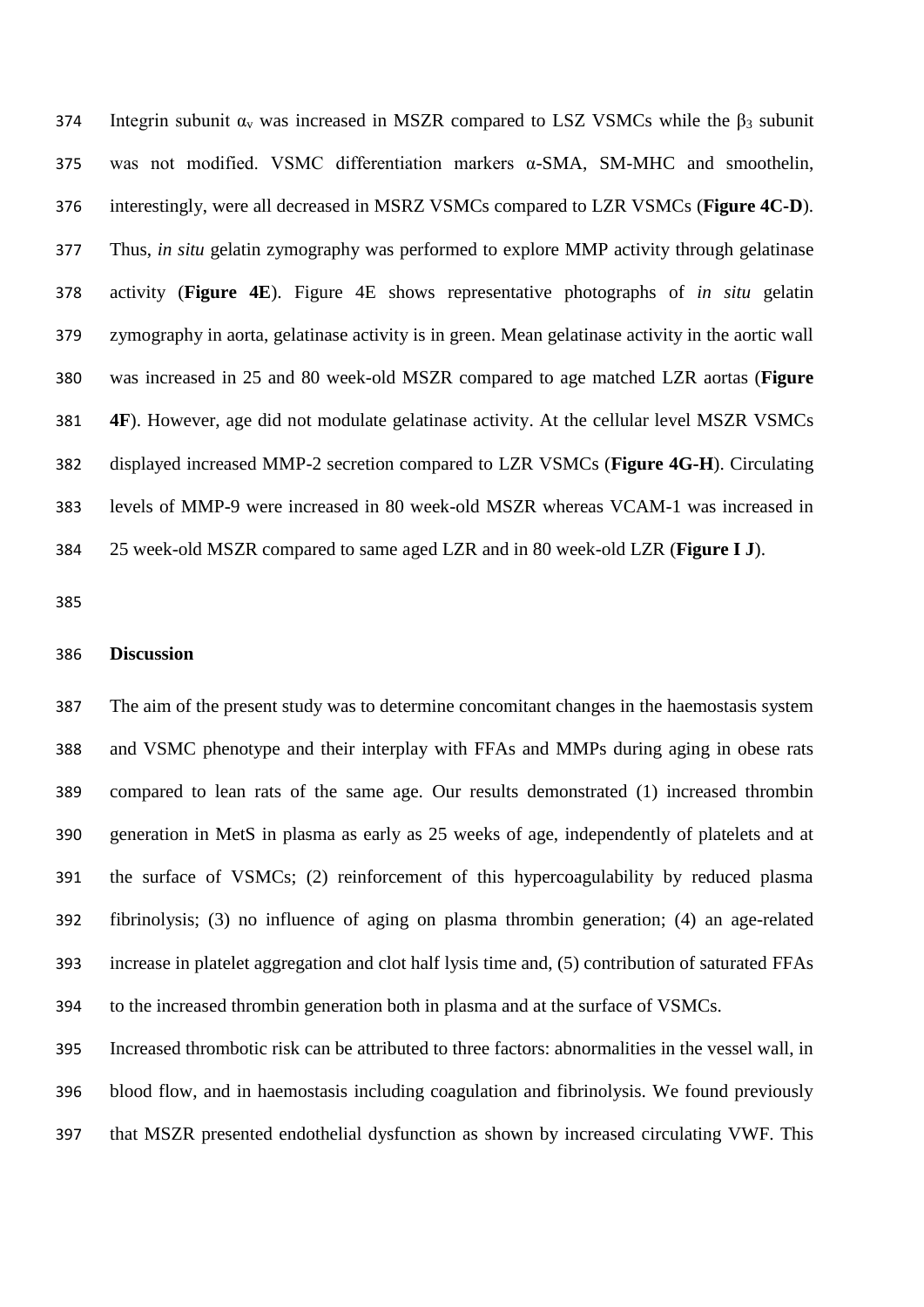Integrin subunit $\alpha_v$ was increased in MSZR compared to LSZ VSMCs while the $\beta_3$ subunit was not modified. VSMC differentiation markers α-SMA, SM-MHC and smoothelin, interestingly, were all decreased in MSRZ VSMCs compared to LZR VSMCs (**Figure 4C-D**). Thus, *in situ* gelatin zymography was performed to explore MMP activity through gelatinase activity (**Figure 4E**). Figure 4E shows representative photographs of *in situ* gelatin zymography in aorta, gelatinase activity is in green. Mean gelatinase activity in the aortic wall was increased in 25 and 80 week-old MSZR compared to age matched LZR aortas (**Figure 4F**). However, age did not modulate gelatinase activity. At the cellular level MSZR VSMCs displayed increased MMP-2 secretion compared to LZR VSMCs (**Figure 4G-H**). Circulating levels of MMP-9 were increased in 80 week-old MSZR whereas VCAM-1 was increased in 25 week-old MSZR compared to same aged LZR and in 80 week-old LZR (**Figure I J**).

## Discussion

The aim of the present study was to determine concomitant changes in the haemostasis system and VSMC phenotype and their interplay with FFAs and MMPs during aging in obese rats compared to lean rats of the same age. Our results demonstrated (1) increased thrombin generation in MetS in plasma as early as 25 weeks of age, independently of platelets and at the surface of VSMCs; (2) reinforcement of this hypercoagulability by reduced plasma fibrinolysis; (3) no influence of aging on plasma thrombin generation; (4) an age-related increase in platelet aggregation and clot half lysis time and, (5) contribution of saturated FFAs to the increased thrombin generation both in plasma and at the surface of VSMCs.

Increased thrombotic risk can be attributed to three factors: abnormalities in the vessel wall, in blood flow, and in haemostasis including coagulation and fibrinolysis. We found previously that MSZR presented endothelial dysfunction as shown by increased circulating VWF. This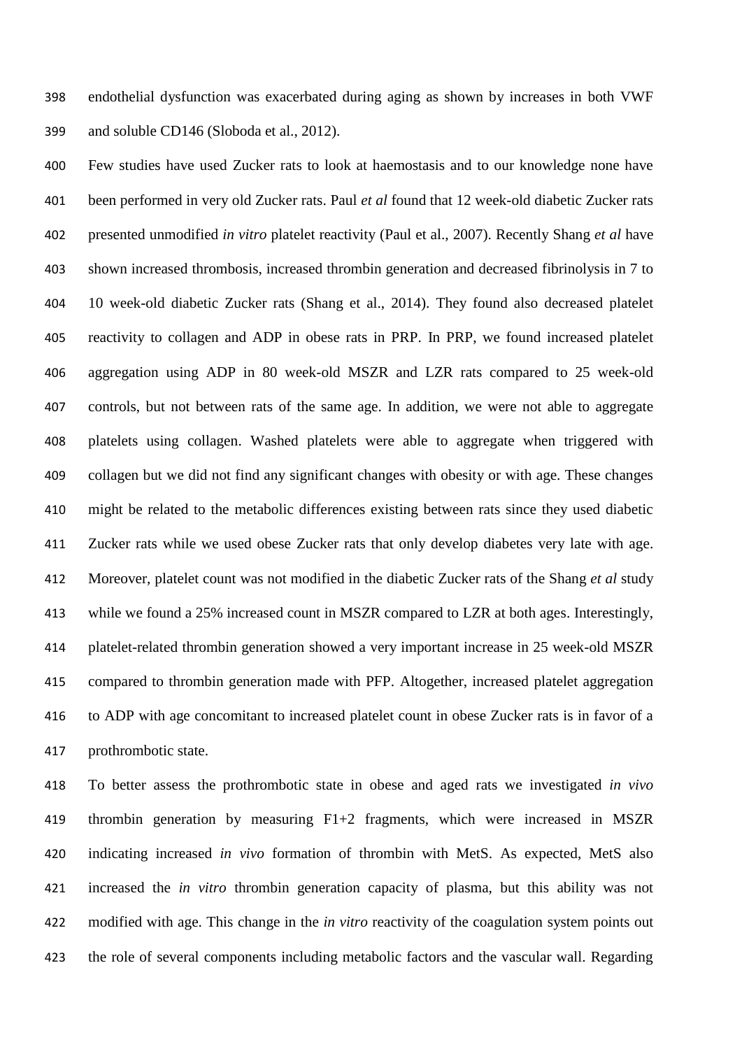endothelial dysfunction was exacerbated during aging as shown by increases in both VWF and soluble CD146 (Sloboda et al., 2012).

Few studies have used Zucker rats to look at haemostasis and to our knowledge none have been performed in very old Zucker rats. Paul *et al* found that 12 week-old diabetic Zucker rats presented unmodified *in vitro* platelet reactivity (Paul et al., 2007). Recently Shang *et al* have shown increased thrombosis, increased thrombin generation and decreased fibrinolysis in 7 to 10 week-old diabetic Zucker rats (Shang et al., 2014). They found also decreased platelet reactivity to collagen and ADP in obese rats in PRP. In PRP, we found increased platelet aggregation using ADP in 80 week-old MSZR and LZR rats compared to 25 week-old controls, but not between rats of the same age. In addition, we were not able to aggregate platelets using collagen. Washed platelets were able to aggregate when triggered with collagen but we did not find any significant changes with obesity or with age. These changes might be related to the metabolic differences existing between rats since they used diabetic Zucker rats while we used obese Zucker rats that only develop diabetes very late with age. Moreover, platelet count was not modified in the diabetic Zucker rats of the Shang *et al* study while we found a 25% increased count in MSZR compared to LZR at both ages. Interestingly, platelet-related thrombin generation showed a very important increase in 25 week-old MSZR compared to thrombin generation made with PFP. Altogether, increased platelet aggregation to ADP with age concomitant to increased platelet count in obese Zucker rats is in favor of a prothrombotic state.

To better assess the prothrombotic state in obese and aged rats we investigated *in vivo* thrombin generation by measuring F1+2 fragments, which were increased in MSZR indicating increased *in vivo* formation of thrombin with MetS. As expected, MetS also increased the *in vitro* thrombin generation capacity of plasma, but this ability was not modified with age. This change in the *in vitro* reactivity of the coagulation system points out the role of several components including metabolic factors and the vascular wall. Regarding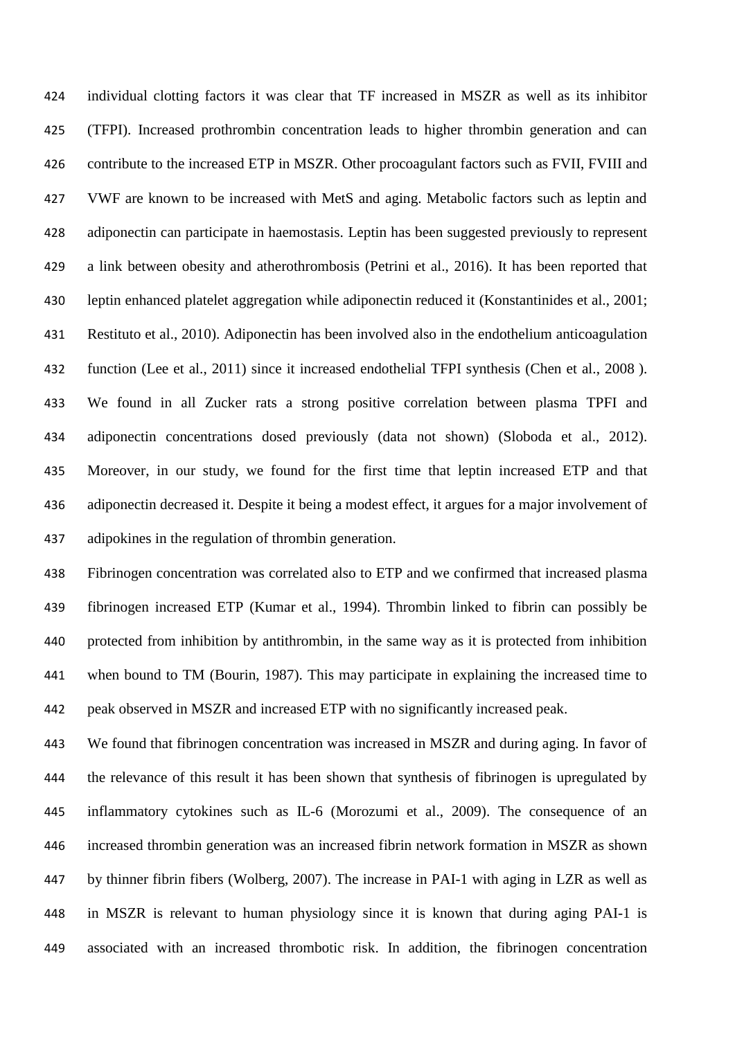individual clotting factors it was clear that TF increased in MSZR as well as its inhibitor (TFPI). Increased prothrombin concentration leads to higher thrombin generation and can contribute to the increased ETP in MSZR. Other procoagulant factors such as FVII, FVIII and VWF are known to be increased with MetS and aging. Metabolic factors such as leptin and adiponectin can participate in haemostasis. Leptin has been suggested previously to represent a link between obesity and atherothrombosis (Petrini et al., 2016). It has been reported that leptin enhanced platelet aggregation while adiponectin reduced it (Konstantinides et al., 2001; Restituto et al., 2010). Adiponectin has been involved also in the endothelium anticoagulation function (Lee et al., 2011) since it increased endothelial TFPI synthesis (Chen et al., 2008 ). We found in all Zucker rats a strong positive correlation between plasma TPFI and adiponectin concentrations dosed previously (data not shown) (Sloboda et al., 2012). Moreover, in our study, we found for the first time that leptin increased ETP and that adiponectin decreased it. Despite it being a modest effect, it argues for a major involvement of adipokines in the regulation of thrombin generation.

Fibrinogen concentration was correlated also to ETP and we confirmed that increased plasma fibrinogen increased ETP (Kumar et al., 1994). Thrombin linked to fibrin can possibly be protected from inhibition by antithrombin, in the same way as it is protected from inhibition when bound to TM (Bourin, 1987). This may participate in explaining the increased time to peak observed in MSZR and increased ETP with no significantly increased peak.

We found that fibrinogen concentration was increased in MSZR and during aging. In favor of the relevance of this result it has been shown that synthesis of fibrinogen is upregulated by inflammatory cytokines such as IL-6 (Morozumi et al., 2009). The consequence of an increased thrombin generation was an increased fibrin network formation in MSZR as shown by thinner fibrin fibers (Wolberg, 2007). The increase in PAI-1 with aging in LZR as well as in MSZR is relevant to human physiology since it is known that during aging PAI-1 is associated with an increased thrombotic risk. In addition, the fibrinogen concentration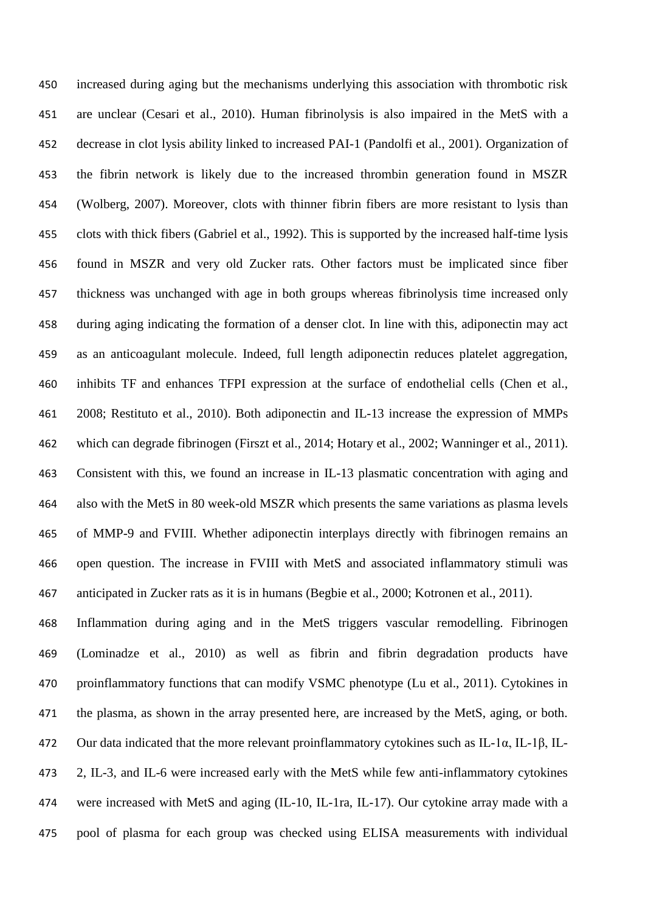increased during aging but the mechanisms underlying this association with thrombotic risk are unclear (Cesari et al., 2010). Human fibrinolysis is also impaired in the MetS with a decrease in clot lysis ability linked to increased PAI-1 (Pandolfi et al., 2001). Organization of the fibrin network is likely due to the increased thrombin generation found in MSZR (Wolberg, 2007). Moreover, clots with thinner fibrin fibers are more resistant to lysis than clots with thick fibers (Gabriel et al., 1992). This is supported by the increased half-time lysis found in MSZR and very old Zucker rats. Other factors must be implicated since fiber thickness was unchanged with age in both groups whereas fibrinolysis time increased only during aging indicating the formation of a denser clot. In line with this, adiponectin may act as an anticoagulant molecule. Indeed, full length adiponectin reduces platelet aggregation, inhibits TF and enhances TFPI expression at the surface of endothelial cells (Chen et al., 2008; Restituto et al., 2010). Both adiponectin and IL-13 increase the expression of MMPs which can degrade fibrinogen (Firszt et al., 2014; Hotary et al., 2002; Wanninger et al., 2011). Consistent with this, we found an increase in IL-13 plasmatic concentration with aging and also with the MetS in 80 week-old MSZR which presents the same variations as plasma levels of MMP-9 and FVIII. Whether adiponectin interplays directly with fibrinogen remains an open question. The increase in FVIII with MetS and associated inflammatory stimuli was anticipated in Zucker rats as it is in humans (Begbie et al., 2000; Kotronen et al., 2011).

Inflammation during aging and in the MetS triggers vascular remodelling. Fibrinogen (Lominadze et al., 2010) as well as fibrin and fibrin degradation products have proinflammatory functions that can modify VSMC phenotype (Lu et al., 2011). Cytokines in the plasma, as shown in the array presented here, are increased by the MetS, aging, or both. Our data indicated that the more relevant proinflammatory cytokines such as IL-1α, IL-1β, IL-2, IL-3, and IL-6 were increased early with the MetS while few anti-inflammatory cytokines were increased with MetS and aging (IL-10, IL-1ra, IL-17). Our cytokine array made with a pool of plasma for each group was checked using ELISA measurements with individual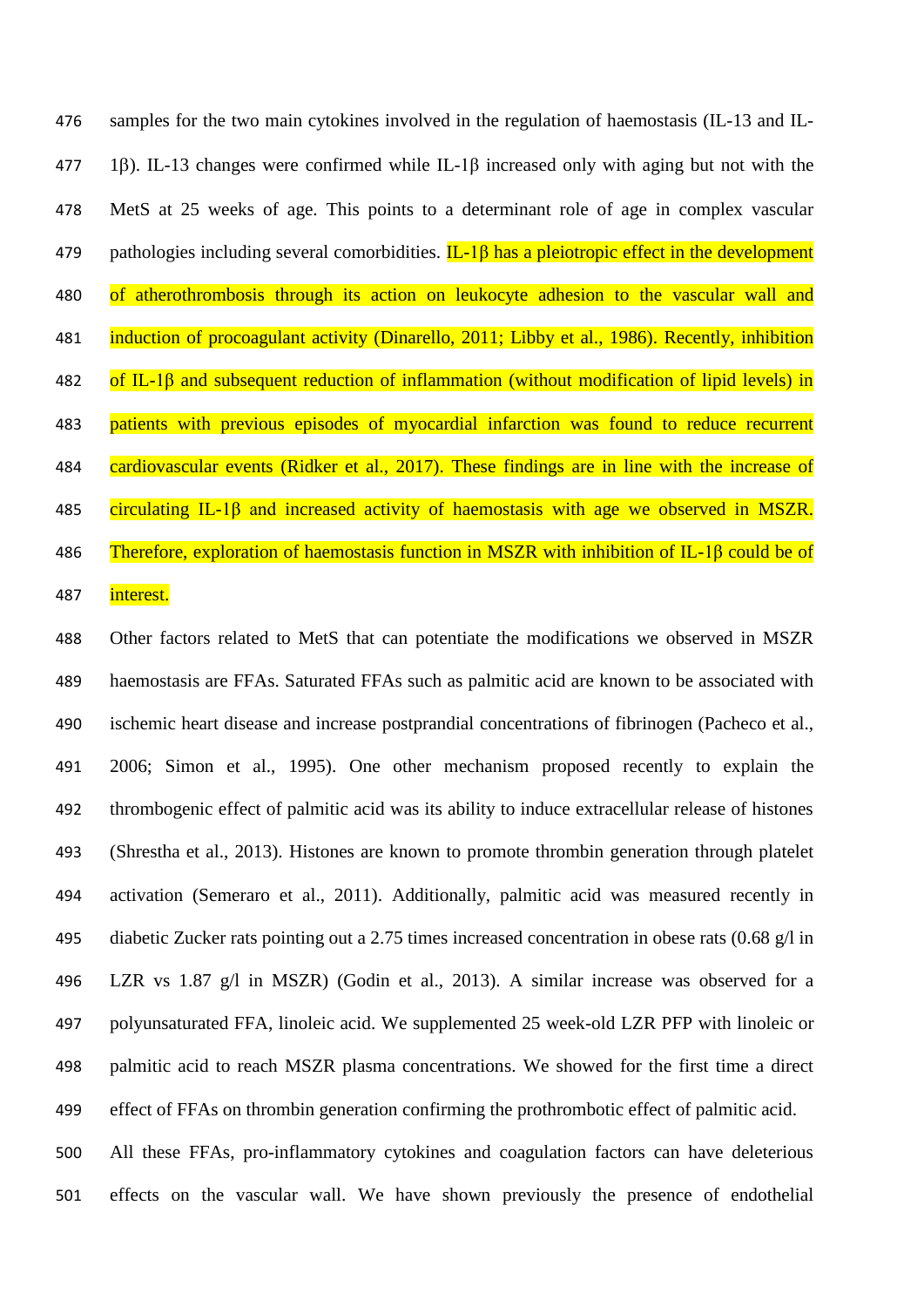samples for the two main cytokines involved in the regulation of haemostasis (IL-13 and IL-1β). IL-13 changes were confirmed while IL-1β increased only with aging but not with the MetS at 25 weeks of age. This points to a determinant role of age in complex vascular pathologies including several comorbidities. IL-1β has a pleiotropic effect in the development of atherothrombosis through its action on leukocyte adhesion to the vascular wall and induction of procoagulant activity (Dinarello, 2011; Libby et al., 1986). Recently, inhibition of IL-1β and subsequent reduction of inflammation (without modification of lipid levels) in patients with previous episodes of myocardial infarction was found to reduce recurrent cardiovascular events (Ridker et al., 2017). These findings are in line with the increase of circulating IL-1β and increased activity of haemostasis with age we observed in MSZR. Therefore, exploration of haemostasis function in MSZR with inhibition of IL-1β could be of interest.

Other factors related to MetS that can potentiate the modifications we observed in MSZR haemostasis are FFAs. Saturated FFAs such as palmitic acid are known to be associated with ischemic heart disease and increase postprandial concentrations of fibrinogen (Pacheco et al., 2006; Simon et al., 1995). One other mechanism proposed recently to explain the thrombogenic effect of palmitic acid was its ability to induce extracellular release of histones (Shrestha et al., 2013). Histones are known to promote thrombin generation through platelet activation (Semeraro et al., 2011). Additionally, palmitic acid was measured recently in diabetic Zucker rats pointing out a 2.75 times increased concentration in obese rats (0.68 g/l in LZR vs 1.87 g/l in MSZR) (Godin et al., 2013). A similar increase was observed for a polyunsaturated FFA, linoleic acid. We supplemented 25 week-old LZR PFP with linoleic or palmitic acid to reach MSZR plasma concentrations. We showed for the first time a direct effect of FFAs on thrombin generation confirming the prothrombotic effect of palmitic acid.

All these FFAs, pro-inflammatory cytokines and coagulation factors can have deleterious effects on the vascular wall. We have shown previously the presence of endothelial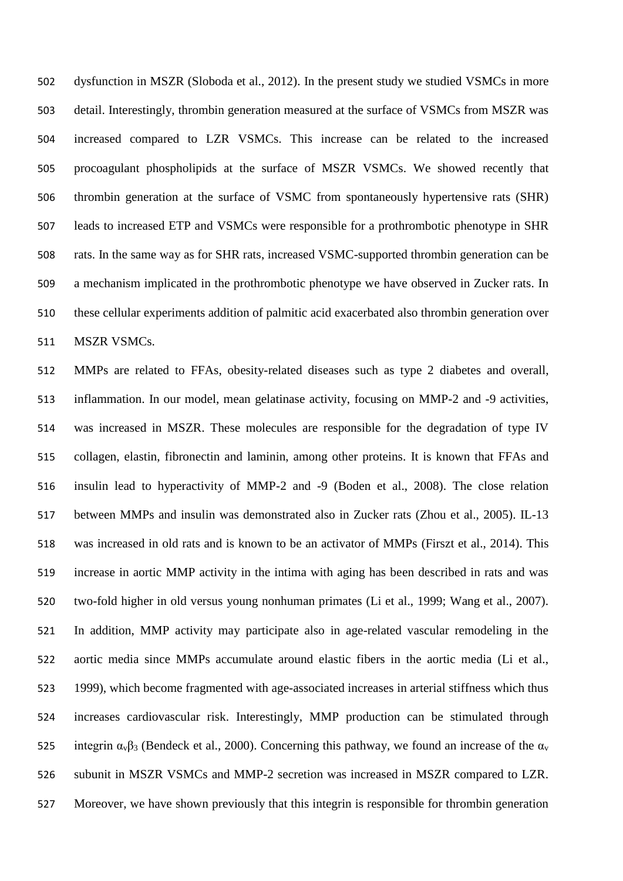dysfunction in MSZR (Sloboda et al., 2012). In the present study we studied VSMCs in more detail. Interestingly, thrombin generation measured at the surface of VSMCs from MSZR was increased compared to LZR VSMCs. This increase can be related to the increased procoagulant phospholipids at the surface of MSZR VSMCs. We showed recently that thrombin generation at the surface of VSMC from spontaneously hypertensive rats (SHR) leads to increased ETP and VSMCs were responsible for a prothrombotic phenotype in SHR rats. In the same way as for SHR rats, increased VSMC-supported thrombin generation can be a mechanism implicated in the prothrombotic phenotype we have observed in Zucker rats. In these cellular experiments addition of palmitic acid exacerbated also thrombin generation over MSZR VSMCs.

MMPs are related to FFAs, obesity-related diseases such as type 2 diabetes and overall, inflammation. In our model, mean gelatinase activity, focusing on MMP-2 and -9 activities, was increased in MSZR. These molecules are responsible for the degradation of type IV collagen, elastin, fibronectin and laminin, among other proteins. It is known that FFAs and insulin lead to hyperactivity of MMP-2 and -9 (Boden et al., 2008). The close relation between MMPs and insulin was demonstrated also in Zucker rats (Zhou et al., 2005). IL-13 was increased in old rats and is known to be an activator of MMPs (Firszt et al., 2014). This increase in aortic MMP activity in the intima with aging has been described in rats and was two-fold higher in old versus young nonhuman primates (Li et al., 1999; Wang et al., 2007). In addition, MMP activity may participate also in age-related vascular remodeling in the aortic media since MMPs accumulate around elastic fibers in the aortic media (Li et al., 1999), which become fragmented with age-associated increases in arterial stiffness which thus increases cardiovascular risk. Interestingly, MMP production can be stimulated through integrin $\alpha_v\beta_3$ (Bendeck et al., 2000). Concerning this pathway, we found an increase of the $\alpha_v$ subunit in MSZR VSMCs and MMP-2 secretion was increased in MSZR compared to LZR. Moreover, we have shown previously that this integrin is responsible for thrombin generation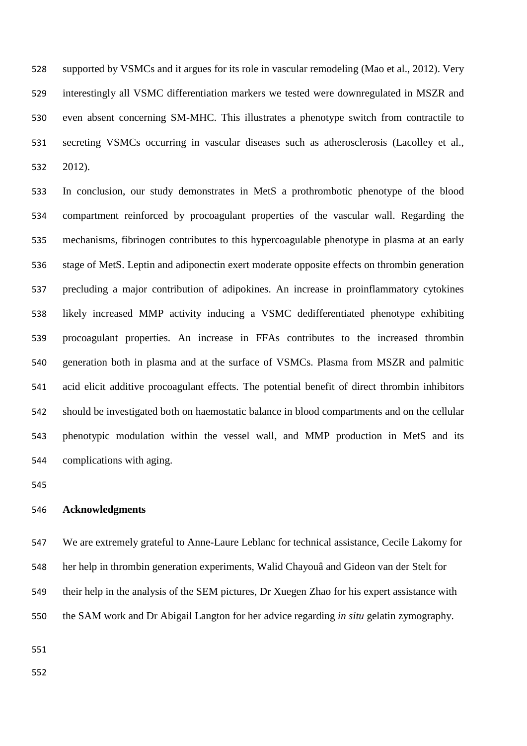supported by VSMCs and it argues for its role in vascular remodeling (Mao et al., 2012). Very interestingly all VSMC differentiation markers we tested were downregulated in MSZR and even absent concerning SM-MHC. This illustrates a phenotype switch from contractile to secreting VSMCs occurring in vascular diseases such as atherosclerosis (Lacolley et al., 2012).

In conclusion, our study demonstrates in MetS a prothrombotic phenotype of the blood compartment reinforced by procoagulant properties of the vascular wall. Regarding the mechanisms, fibrinogen contributes to this hypercoagulable phenotype in plasma at an early stage of MetS. Leptin and adiponectin exert moderate opposite effects on thrombin generation precluding a major contribution of adipokines. An increase in proinflammatory cytokines likely increased MMP activity inducing a VSMC dedifferentiated phenotype exhibiting procoagulant properties. An increase in FFAs contributes to the increased thrombin generation both in plasma and at the surface of VSMCs. Plasma from MSZR and palmitic acid elicit additive procoagulant effects. The potential benefit of direct thrombin inhibitors should be investigated both on haemostatic balance in blood compartments and on the cellular phenotypic modulation within the vessel wall, and MMP production in MetS and its complications with aging.

## Acknowledgments

We are extremely grateful to Anne-Laure Leblanc for technical assistance, Cecile Lakomy for her help in thrombin generation experiments, Walid Chayouâ and Gideon van der Stelt for their help in the analysis of the SEM pictures, Dr Xuegen Zhao for his expert assistance with the SAM work and Dr Abigail Langton for her advice regarding *in situ* gelatin zymography.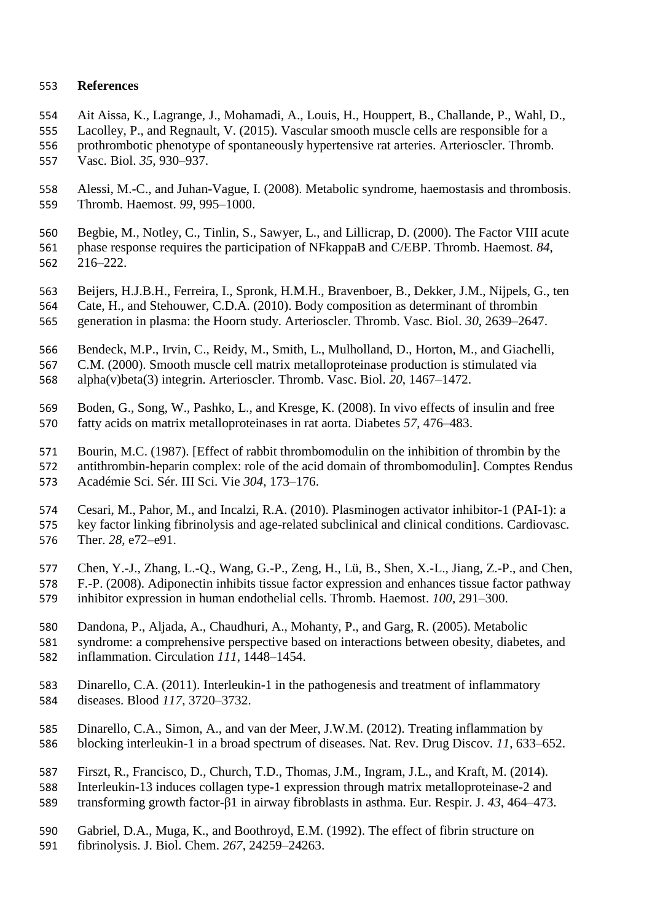## References

Ait Aissa, K., Lagrange, J., Mohamadi, A., Louis, H., Houppert, B., Challande, P., Wahl, D., Lacolley, P., and Regnault, V. (2015). Vascular smooth muscle cells are responsible for a prothrombotic phenotype of spontaneously hypertensive rat arteries. Arterioscler. Thromb. Vasc. Biol. *35*, 930–937.

Alessi, M.-C., and Juhan-Vague, I. (2008). Metabolic syndrome, haemostasis and thrombosis. Thromb. Haemost. *99*, 995–1000.

Begbie, M., Notley, C., Tinlin, S., Sawyer, L., and Lillicrap, D. (2000). The Factor VIII acute phase response requires the participation of NFkappaB and C/EBP. Thromb. Haemost. *84*, 216–222.

Beijers, H.J.B.H., Ferreira, I., Spronk, H.M.H., Bravenboer, B., Dekker, J.M., Nijpels, G., ten Cate, H., and Stehouwer, C.D.A. (2010). Body composition as determinant of thrombin generation in plasma: the Hoorn study. Arterioscler. Thromb. Vasc. Biol. *30*, 2639–2647.

Bendeck, M.P., Irvin, C., Reidy, M., Smith, L., Mulholland, D., Horton, M., and Giachelli, C.M. (2000). Smooth muscle cell matrix metalloproteinase production is stimulated via alpha(v)beta(3) integrin. Arterioscler. Thromb. Vasc. Biol. *20*, 1467–1472.

Boden, G., Song, W., Pashko, L., and Kresge, K. (2008). In vivo effects of insulin and free fatty acids on matrix metalloproteinases in rat aorta. Diabetes *57*, 476–483.

Bourin, M.C. (1987). [Effect of rabbit thrombomodulin on the inhibition of thrombin by the antithrombin-heparin complex: role of the acid domain of thrombomodulin]. Comptes Rendus Académie Sci. Sér. III Sci. Vie *304*, 173–176.

Cesari, M., Pahor, M., and Incalzi, R.A. (2010). Plasminogen activator inhibitor-1 (PAI-1): a key factor linking fibrinolysis and age-related subclinical and clinical conditions. Cardiovasc. Ther. *28*, e72–e91.

Chen, Y.-J., Zhang, L.-Q., Wang, G.-P., Zeng, H., Lü, B., Shen, X.-L., Jiang, Z.-P., and Chen, F.-P. (2008). Adiponectin inhibits tissue factor expression and enhances tissue factor pathway inhibitor expression in human endothelial cells. Thromb. Haemost. *100*, 291–300.

Dandona, P., Aljada, A., Chaudhuri, A., Mohanty, P., and Garg, R. (2005). Metabolic syndrome: a comprehensive perspective based on interactions between obesity, diabetes, and inflammation. Circulation *111*, 1448–1454.

Dinarello, C.A. (2011). Interleukin-1 in the pathogenesis and treatment of inflammatory diseases. Blood *117*, 3720–3732.

Dinarello, C.A., Simon, A., and van der Meer, J.W.M. (2012). Treating inflammation by blocking interleukin-1 in a broad spectrum of diseases. Nat. Rev. Drug Discov. *11*, 633–652.

Firszt, R., Francisco, D., Church, T.D., Thomas, J.M., Ingram, J.L., and Kraft, M. (2014). Interleukin-13 induces collagen type-1 expression through matrix metalloproteinase-2 and transforming growth factor-β1 in airway fibroblasts in asthma. Eur. Respir. J. *43*, 464–473.

Gabriel, D.A., Muga, K., and Boothroyd, E.M. (1992). The effect of fibrin structure on fibrinolysis. J. Biol. Chem. *267*, 24259–24263.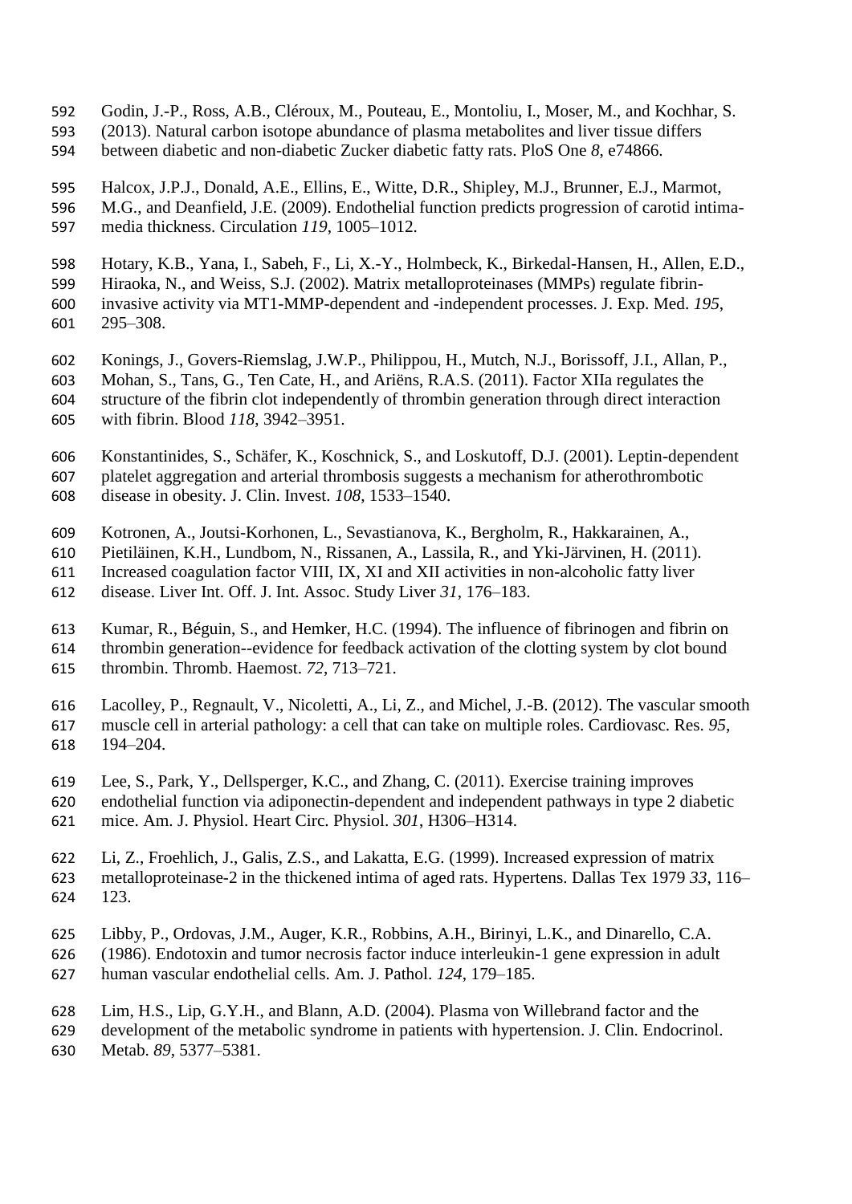Godin, J.-P., Ross, A.B., Cléroux, M., Pouteau, E., Montoliu, I., Moser, M., and Kochhar, S. (2013). Natural carbon isotope abundance of plasma metabolites and liver tissue differs between diabetic and non-diabetic Zucker diabetic fatty rats. PloS One *8*, e74866.

Halcox, J.P.J., Donald, A.E., Ellins, E., Witte, D.R., Shipley, M.J., Brunner, E.J., Marmot, M.G., and Deanfield, J.E. (2009). Endothelial function predicts progression of carotid intima-media thickness. Circulation *119*, 1005–1012.

Hotary, K.B., Yana, I., Sabeh, F., Li, X.-Y., Holmbeck, K., Birkedal-Hansen, H., Allen, E.D., Hiraoka, N., and Weiss, S.J. (2002). Matrix metalloproteinases (MMPs) regulate fibrin-invasive activity via MT1-MMP-dependent and -independent processes. J. Exp. Med. *195*, 295–308.

Konings, J., Govers-Riemslag, J.W.P., Philippou, H., Mutch, N.J., Borissoff, J.I., Allan, P., Mohan, S., Tans, G., Ten Cate, H., and Ariëns, R.A.S. (2011). Factor XIIa regulates the structure of the fibrin clot independently of thrombin generation through direct interaction with fibrin. Blood *118*, 3942–3951.

Konstantinides, S., Schäfer, K., Koschnick, S., and Loskutoff, D.J. (2001). Leptin-dependent platelet aggregation and arterial thrombosis suggests a mechanism for atherothrombotic disease in obesity. J. Clin. Invest. *108*, 1533–1540.

Kotronen, A., Joutsi-Korhonen, L., Sevastianova, K., Bergholm, R., Hakkarainen, A., Pietiläinen, K.H., Lundbom, N., Rissanen, A., Lassila, R., and Yki-Järvinen, H. (2011). Increased coagulation factor VIII, IX, XI and XII activities in non-alcoholic fatty liver disease. Liver Int. Off. J. Int. Assoc. Study Liver *31*, 176–183.

Kumar, R., Béguin, S., and Hemker, H.C. (1994). The influence of fibrinogen and fibrin on thrombin generation--evidence for feedback activation of the clotting system by clot bound thrombin. Thromb. Haemost. *72*, 713–721.

Lacolley, P., Regnault, V., Nicoletti, A., Li, Z., and Michel, J.-B. (2012). The vascular smooth muscle cell in arterial pathology: a cell that can take on multiple roles. Cardiovasc. Res. *95*, 194–204.

Lee, S., Park, Y., Dellsperger, K.C., and Zhang, C. (2011). Exercise training improves endothelial function via adiponectin-dependent and independent pathways in type 2 diabetic mice. Am. J. Physiol. Heart Circ. Physiol. *301*, H306–H314.

Li, Z., Froehlich, J., Galis, Z.S., and Lakatta, E.G. (1999). Increased expression of matrix metalloproteinase-2 in the thickened intima of aged rats. Hypertens. Dallas Tex 1979 *33*, 116–123.

Libby, P., Ordovas, J.M., Auger, K.R., Robbins, A.H., Birinyi, L.K., and Dinarello, C.A. (1986). Endotoxin and tumor necrosis factor induce interleukin-1 gene expression in adult human vascular endothelial cells. Am. J. Pathol. *124*, 179–185.

Lim, H.S., Lip, G.Y.H., and Blann, A.D. (2004). Plasma von Willebrand factor and the development of the metabolic syndrome in patients with hypertension. J. Clin. Endocrinol. Metab. *89*, 5377–5381.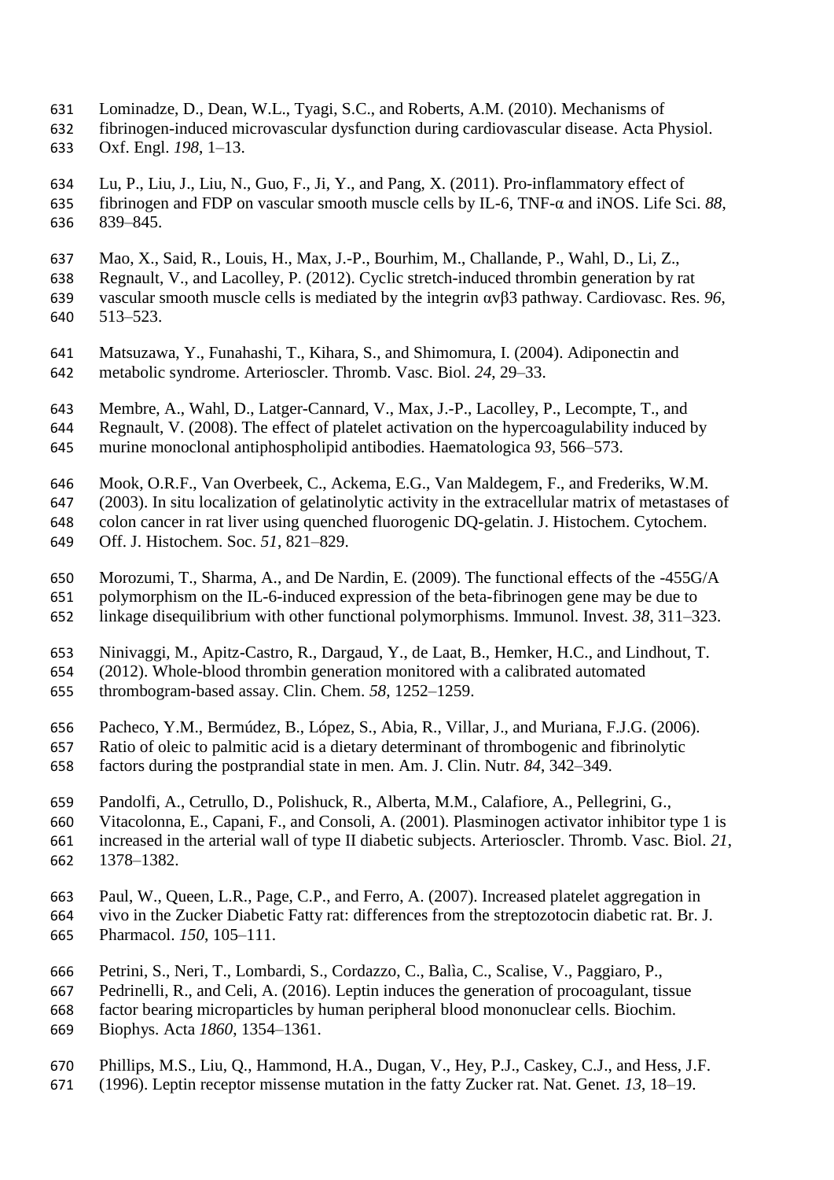Lominadze, D., Dean, W.L., Tyagi, S.C., and Roberts, A.M. (2010). Mechanisms of fibrinogen-induced microvascular dysfunction during cardiovascular disease. Acta Physiol. Oxf. Engl. *198*, 1–13.

Lu, P., Liu, J., Liu, N., Guo, F., Ji, Y., and Pang, X. (2011). Pro-inflammatory effect of fibrinogen and FDP on vascular smooth muscle cells by IL-6, TNF-α and iNOS. Life Sci. *88*, 839–845.

Mao, X., Said, R., Louis, H., Max, J.-P., Bourhim, M., Challande, P., Wahl, D., Li, Z., Regnault, V., and Lacolley, P. (2012). Cyclic stretch-induced thrombin generation by rat vascular smooth muscle cells is mediated by the integrin αvβ3 pathway. Cardiovasc. Res. *96*, 513–523.

Matsuzawa, Y., Funahashi, T., Kihara, S., and Shimomura, I. (2004). Adiponectin and metabolic syndrome. Arterioscler. Thromb. Vasc. Biol. *24*, 29–33.

Membre, A., Wahl, D., Latger-Cannard, V., Max, J.-P., Lacolley, P., Lecompte, T., and Regnault, V. (2008). The effect of platelet activation on the hypercoagulability induced by murine monoclonal antiphospholipid antibodies. Haematologica *93*, 566–573.

Mook, O.R.F., Van Overbeek, C., Ackema, E.G., Van Maldegem, F., and Frederiks, W.M. (2003). In situ localization of gelatinolytic activity in the extracellular matrix of metastases of colon cancer in rat liver using quenched fluorogenic DQ-gelatin. J. Histochem. Cytochem. Off. J. Histochem. Soc. *51*, 821–829.

Morozumi, T., Sharma, A., and De Nardin, E. (2009). The functional effects of the -455G/A polymorphism on the IL-6-induced expression of the beta-fibrinogen gene may be due to linkage disequilibrium with other functional polymorphisms. Immunol. Invest. *38*, 311–323.

Ninivaggi, M., Apitz-Castro, R., Dargaud, Y., de Laat, B., Hemker, H.C., and Lindhout, T. (2012). Whole-blood thrombin generation monitored with a calibrated automated thrombogram-based assay. Clin. Chem. *58*, 1252–1259.

Pacheco, Y.M., Bermúdez, B., López, S., Abia, R., Villar, J., and Muriana, F.J.G. (2006). Ratio of oleic to palmitic acid is a dietary determinant of thrombogenic and fibrinolytic factors during the postprandial state in men. Am. J. Clin. Nutr. *84*, 342–349.

Pandolfi, A., Cetrullo, D., Polishuck, R., Alberta, M.M., Calafiore, A., Pellegrini, G., Vitacolonna, E., Capani, F., and Consoli, A. (2001). Plasminogen activator inhibitor type 1 is increased in the arterial wall of type II diabetic subjects. Arterioscler. Thromb. Vasc. Biol. *21*, 1378–1382.

Paul, W., Queen, L.R., Page, C.P., and Ferro, A. (2007). Increased platelet aggregation in vivo in the Zucker Diabetic Fatty rat: differences from the streptozotocin diabetic rat. Br. J. Pharmacol. *150*, 105–111.

Petrini, S., Neri, T., Lombardi, S., Cordazzo, C., Balìa, C., Scalise, V., Paggiaro, P., Pedrinelli, R., and Celi, A. (2016). Leptin induces the generation of procoagulant, tissue factor bearing microparticles by human peripheral blood mononuclear cells. Biochim. Biophys. Acta *1860*, 1354–1361.

Phillips, M.S., Liu, Q., Hammond, H.A., Dugan, V., Hey, P.J., Caskey, C.J., and Hess, J.F. (1996). Leptin receptor missense mutation in the fatty Zucker rat. Nat. Genet. *13*, 18–19.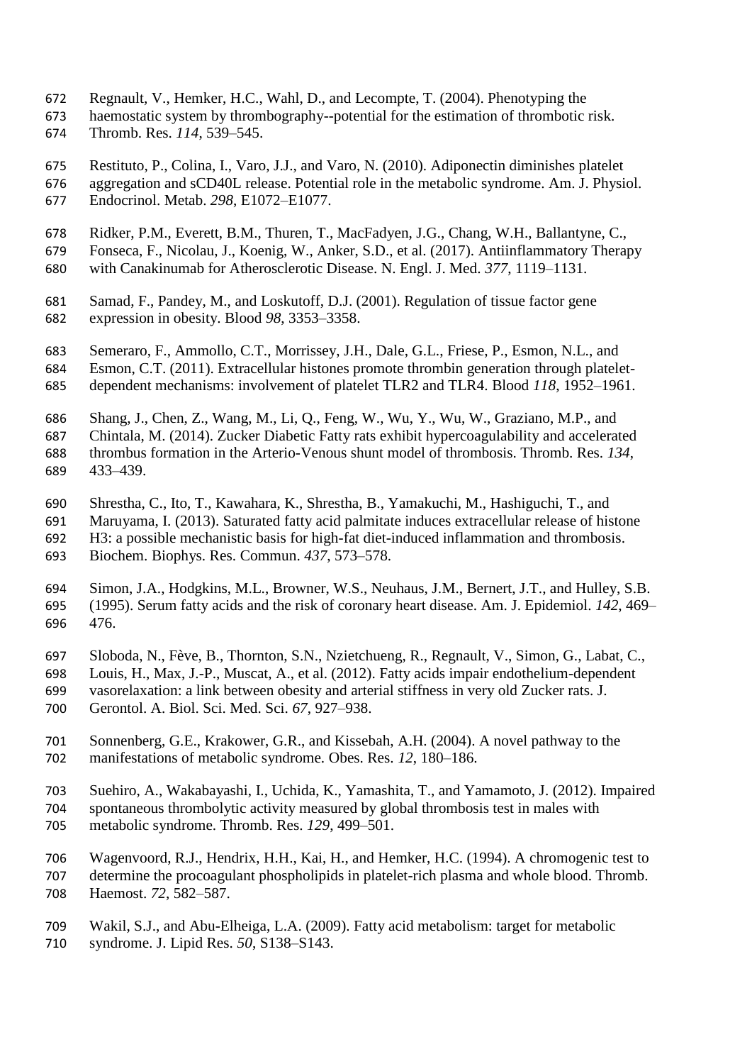Regnault, V., Hemker, H.C., Wahl, D., and Lecompte, T. (2004). Phenotyping the haemostatic system by thrombography--potential for the estimation of thrombotic risk. Thromb. Res. *114*, 539–545.

Restituto, P., Colina, I., Varo, J.J., and Varo, N. (2010). Adiponectin diminishes platelet aggregation and sCD40L release. Potential role in the metabolic syndrome. Am. J. Physiol. Endocrinol. Metab. *298*, E1072–E1077.

Ridker, P.M., Everett, B.M., Thuren, T., MacFadyen, J.G., Chang, W.H., Ballantyne, C., Fonseca, F., Nicolau, J., Koenig, W., Anker, S.D., et al. (2017). Antiinflammatory Therapy with Canakinumab for Atherosclerotic Disease. N. Engl. J. Med. *377*, 1119–1131.

Samad, F., Pandey, M., and Loskutoff, D.J. (2001). Regulation of tissue factor gene expression in obesity. Blood *98*, 3353–3358.

Semeraro, F., Ammollo, C.T., Morrissey, J.H., Dale, G.L., Friese, P., Esmon, N.L., and Esmon, C.T. (2011). Extracellular histones promote thrombin generation through platelet-dependent mechanisms: involvement of platelet TLR2 and TLR4. Blood *118*, 1952–1961.

Shang, J., Chen, Z., Wang, M., Li, Q., Feng, W., Wu, Y., Wu, W., Graziano, M.P., and Chintala, M. (2014). Zucker Diabetic Fatty rats exhibit hypercoagulability and accelerated thrombus formation in the Arterio-Venous shunt model of thrombosis. Thromb. Res. *134*, 433–439.

Shrestha, C., Ito, T., Kawahara, K., Shrestha, B., Yamakuchi, M., Hashiguchi, T., and Maruyama, I. (2013). Saturated fatty acid palmitate induces extracellular release of histone H3: a possible mechanistic basis for high-fat diet-induced inflammation and thrombosis. Biochem. Biophys. Res. Commun. *437*, 573–578.

Simon, J.A., Hodgkins, M.L., Browner, W.S., Neuhaus, J.M., Bernert, J.T., and Hulley, S.B. (1995). Serum fatty acids and the risk of coronary heart disease. Am. J. Epidemiol. *142*, 469–476.

Sloboda, N., Fève, B., Thornton, S.N., Nzietchueng, R., Regnault, V., Simon, G., Labat, C., Louis, H., Max, J.-P., Muscat, A., et al. (2012). Fatty acids impair endothelium-dependent vasorelaxation: a link between obesity and arterial stiffness in very old Zucker rats. J. Gerontol. A. Biol. Sci. Med. Sci. *67*, 927–938.

Sonnenberg, G.E., Krakower, G.R., and Kissebah, A.H. (2004). A novel pathway to the manifestations of metabolic syndrome. Obes. Res. *12*, 180–186.

Suehiro, A., Wakabayashi, I., Uchida, K., Yamashita, T., and Yamamoto, J. (2012). Impaired spontaneous thrombolytic activity measured by global thrombosis test in males with metabolic syndrome. Thromb. Res. *129*, 499–501.

Wagenvoord, R.J., Hendrix, H.H., Kai, H., and Hemker, H.C. (1994). A chromogenic test to determine the procoagulant phospholipids in platelet-rich plasma and whole blood. Thromb. Haemost. *72*, 582–587.

Wakil, S.J., and Abu-Elheiga, L.A. (2009). Fatty acid metabolism: target for metabolic syndrome. J. Lipid Res. *50*, S138–S143.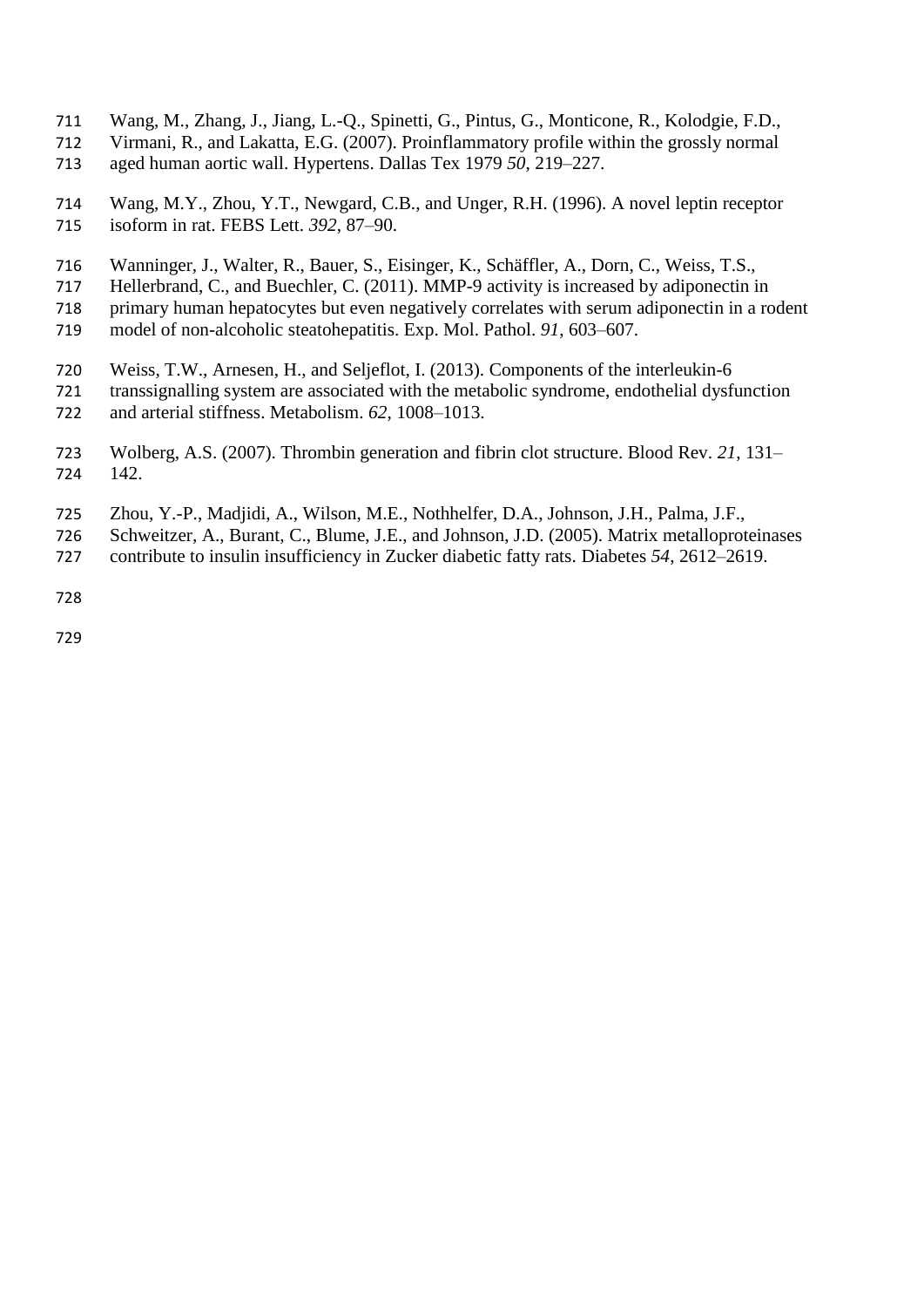Wang, M., Zhang, J., Jiang, L.-Q., Spinetti, G., Pintus, G., Monticone, R., Kolodgie, F.D., Virmani, R., and Lakatta, E.G. (2007). Proinflammatory profile within the grossly normal aged human aortic wall. Hypertens. Dallas Tex 1979 *50*, 219–227.

Wang, M.Y., Zhou, Y.T., Newgard, C.B., and Unger, R.H. (1996). A novel leptin receptor isoform in rat. FEBS Lett. *392*, 87–90.

Wanninger, J., Walter, R., Bauer, S., Eisinger, K., Schäffler, A., Dorn, C., Weiss, T.S., Hellerbrand, C., and Buechler, C. (2011). MMP-9 activity is increased by adiponectin in primary human hepatocytes but even negatively correlates with serum adiponectin in a rodent model of non-alcoholic steatohepatitis. Exp. Mol. Pathol. *91*, 603–607.

Weiss, T.W., Arnesen, H., and Seljeflot, I. (2013). Components of the interleukin-6 transsignalling system are associated with the metabolic syndrome, endothelial dysfunction and arterial stiffness. Metabolism. *62*, 1008–1013.

Wolberg, A.S. (2007). Thrombin generation and fibrin clot structure. Blood Rev. *21*, 131–142.

Zhou, Y.-P., Madjidi, A., Wilson, M.E., Nothhelfer, D.A., Johnson, J.H., Palma, J.F., Schweitzer, A., Burant, C., Blume, J.E., and Johnson, J.D. (2005). Matrix metalloproteinases contribute to insulin insufficiency in Zucker diabetic fatty rats. Diabetes *54*, 2612–2619.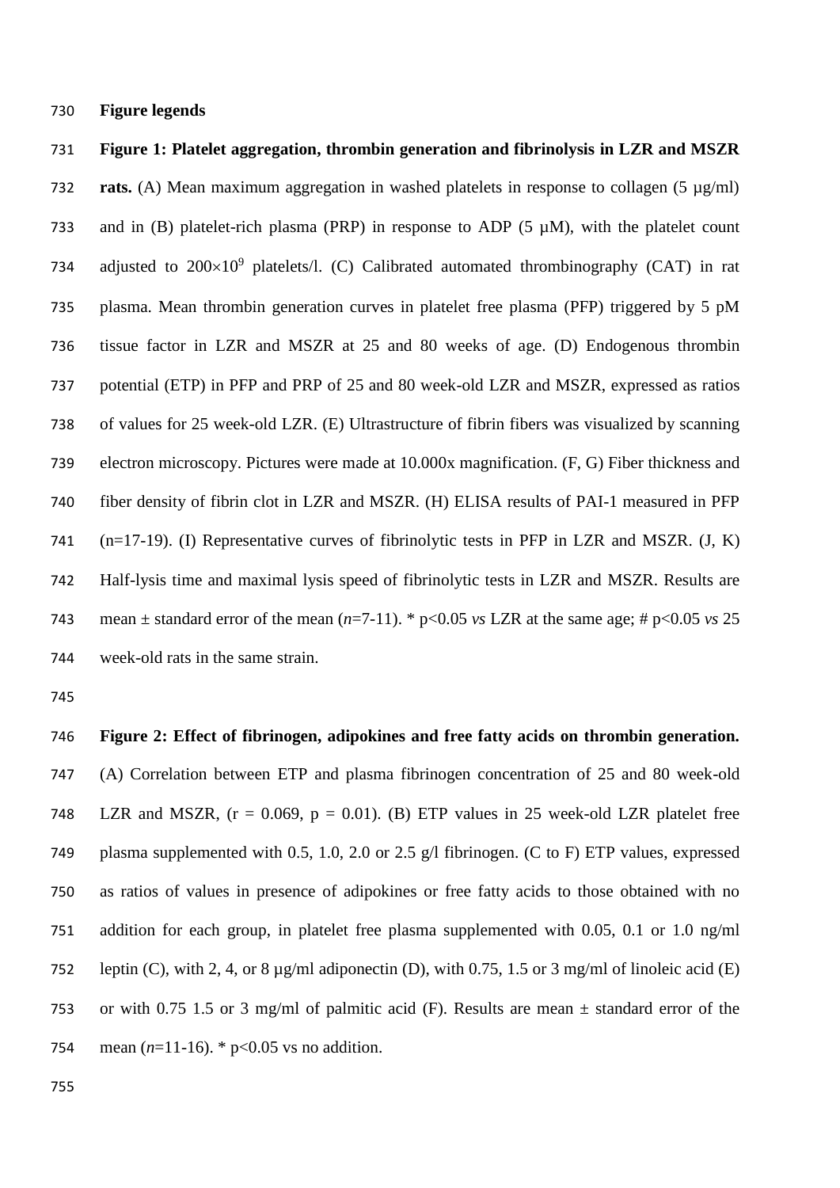**Figure legends**

**Figure 1: Platelet aggregation, thrombin generation and fibrinolysis in LZR and MSZR rats.** (A) Mean maximum aggregation in washed platelets in response to collagen (5 µg/ml) and in (B) platelet-rich plasma (PRP) in response to ADP (5 µM), with the platelet count adjusted to $200 \times 10^9$ platelets/l. (C) Calibrated automated thrombinography (CAT) in rat plasma. Mean thrombin generation curves in platelet free plasma (PFP) triggered by 5 pM tissue factor in LZR and MSZR at 25 and 80 weeks of age. (D) Endogenous thrombin potential (ETP) in PFP and PRP of 25 and 80 week-old LZR and MSZR, expressed as ratios of values for 25 week-old LZR. (E) Ultrastructure of fibrin fibers was visualized by scanning electron microscopy. Pictures were made at 10.000x magnification. (F, G) Fiber thickness and fiber density of fibrin clot in LZR and MSZR. (H) ELISA results of PAI-1 measured in PFP (n=17-19). (I) Representative curves of fibrinolytic tests in PFP in LZR and MSZR. (J, K) Half-lysis time and maximal lysis speed of fibrinolytic tests in LZR and MSZR. Results are mean ± standard error of the mean ($n$=7-11). * $p<0.05$ *vs* LZR at the same age; # $p<0.05$ *vs* 25 week-old rats in the same strain.

**Figure 2: Effect of fibrinogen, adipokines and free fatty acids on thrombin generation.** (A) Correlation between ETP and plasma fibrinogen concentration of 25 and 80 week-old LZR and MSZR, ($r = 0.069$, $p = 0.01$). (B) ETP values in 25 week-old LZR platelet free plasma supplemented with 0.5, 1.0, 2.0 or 2.5 g/l fibrinogen. (C to F) ETP values, expressed as ratios of values in presence of adipokines or free fatty acids to those obtained with no addition for each group, in platelet free plasma supplemented with 0.05, 0.1 or 1.0 ng/ml leptin (C), with 2, 4, or 8 µg/ml adiponectin (D), with 0.75, 1.5 or 3 mg/ml of linoleic acid (E) or with 0.75 1.5 or 3 mg/ml of palmitic acid (F). Results are mean ± standard error of the mean ($n$=11-16). * $p<0.05$ vs no addition.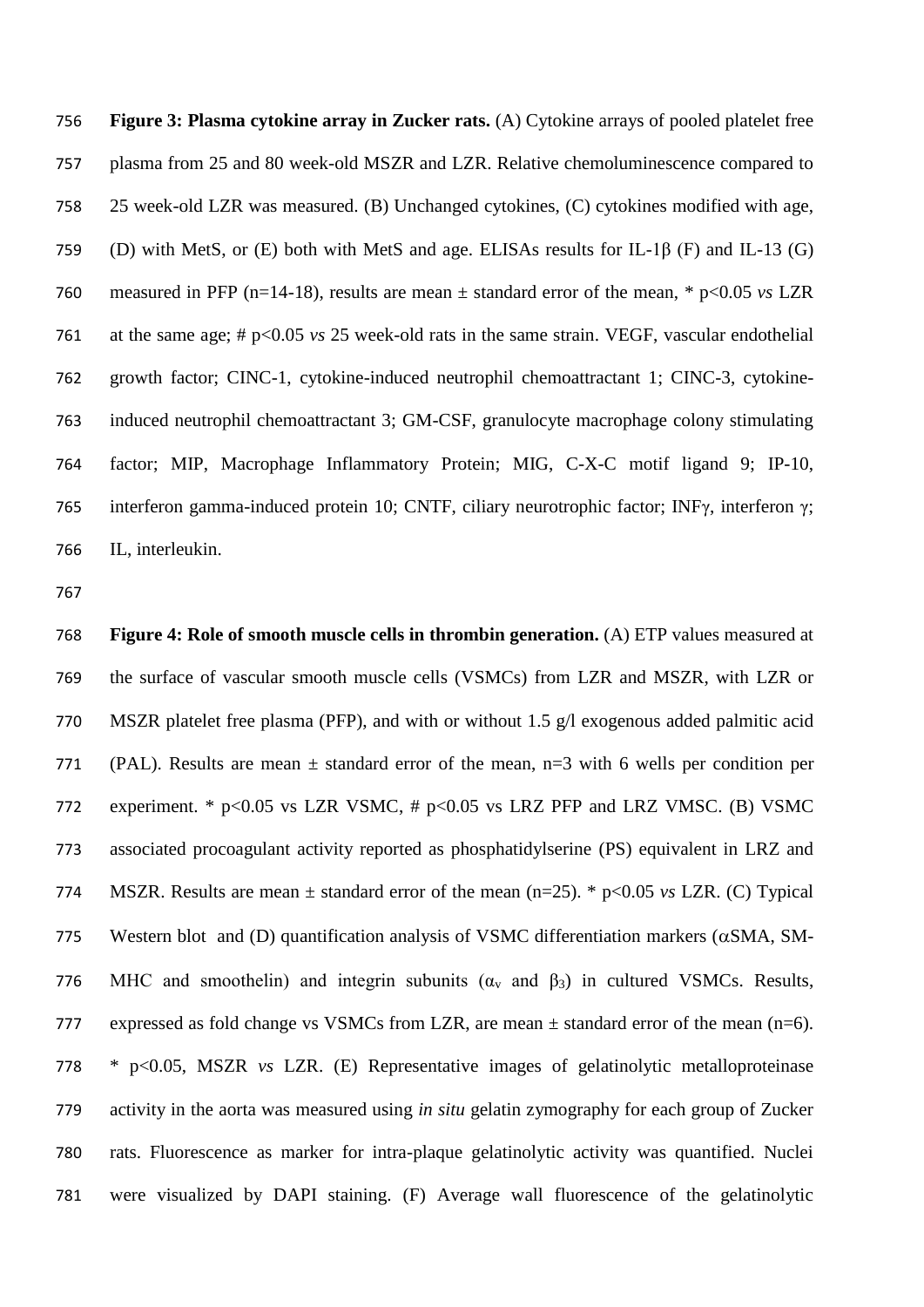**Figure 3: Plasma cytokine array in Zucker rats.** (A) Cytokine arrays of pooled platelet free plasma from 25 and 80 week-old MSZR and LZR. Relative chemoluminescence compared to 25 week-old LZR was measured. (B) Unchanged cytokines, (C) cytokines modified with age, (D) with MetS, or (E) both with MetS and age. ELISAs results for IL-1β (F) and IL-13 (G) measured in PFP (n=14-18), results are mean ± standard error of the mean, * $p<0.05$ *vs* LZR at the same age; # $p<0.05$ *vs* 25 week-old rats in the same strain. VEGF, vascular endothelial growth factor; CINC-1, cytokine-induced neutrophil chemoattractant 1; CINC-3, cytokine-induced neutrophil chemoattractant 3; GM-CSF, granulocyte macrophage colony stimulating factor; MIP, Macrophage Inflammatory Protein; MIG, C-X-C motif ligand 9; IP-10, interferon gamma-induced protein 10; CNTF, ciliary neurotrophic factor; INFγ, interferon γ; IL, interleukin.

**Figure 4: Role of smooth muscle cells in thrombin generation.** (A) ETP values measured at the surface of vascular smooth muscle cells (VSMCs) from LZR and MSZR, with LZR or MSZR platelet free plasma (PFP), and with or without 1.5 g/l exogenous added palmitic acid (PAL). Results are mean ± standard error of the mean, n=3 with 6 wells per condition per experiment. * $p<0.05$ vs LZR VSMC, # $p<0.05$ vs LRZ PFP and LRZ VMSC. (B) VSMC associated procoagulant activity reported as phosphatidylserine (PS) equivalent in LRZ and MSZR. Results are mean ± standard error of the mean (n=25). * $p<0.05$ *vs* LZR. (C) Typical Western blot and (D) quantification analysis of VSMC differentiation markers (αSMA, SM-MHC and smoothelin) and integrin subunits ($\alpha_v$ and $\beta_3$) in cultured VSMCs. Results, expressed as fold change vs VSMCs from LZR, are mean ± standard error of the mean (n=6). * $p<0.05$, MSZR *vs* LZR. (E) Representative images of gelatinolytic metalloproteinase activity in the aorta was measured using *in situ* gelatin zymography for each group of Zucker rats. Fluorescence as marker for intra-plaque gelatinolytic activity was quantified. Nuclei were visualized by DAPI staining. (F) Average wall fluorescence of the gelatinolytic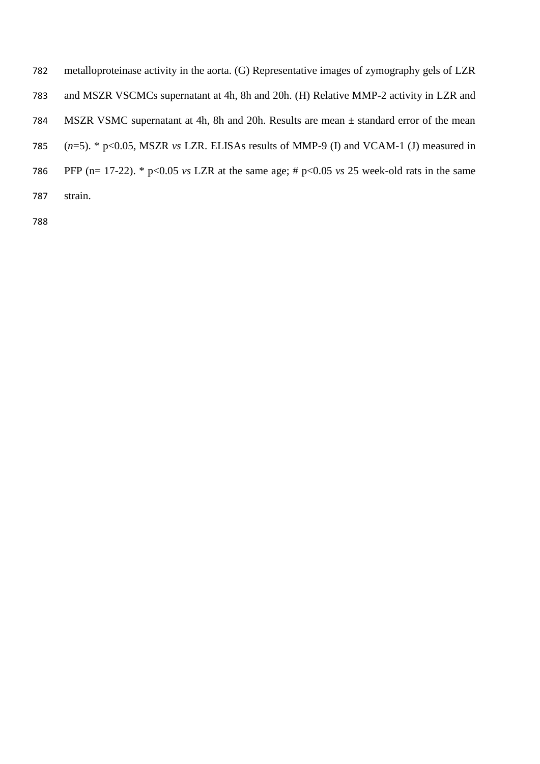metalloproteinase activity in the aorta. (G) Representative images of zymography gels of LZR and MSZR VSCMCs supernatant at 4h, 8h and 20h. (H) Relative MMP-2 activity in LZR and MSZR VSMC supernatant at 4h, 8h and 20h. Results are mean ± standard error of the mean (*n*=5). * $p<0.05$, MSZR *vs* LZR. ELISAs results of MMP-9 (I) and VCAM-1 (J) measured in PFP (n= 17-22). * $p<0.05$ *vs* LZR at the same age; # $p<0.05$ *vs* 25 week-old rats in the same strain.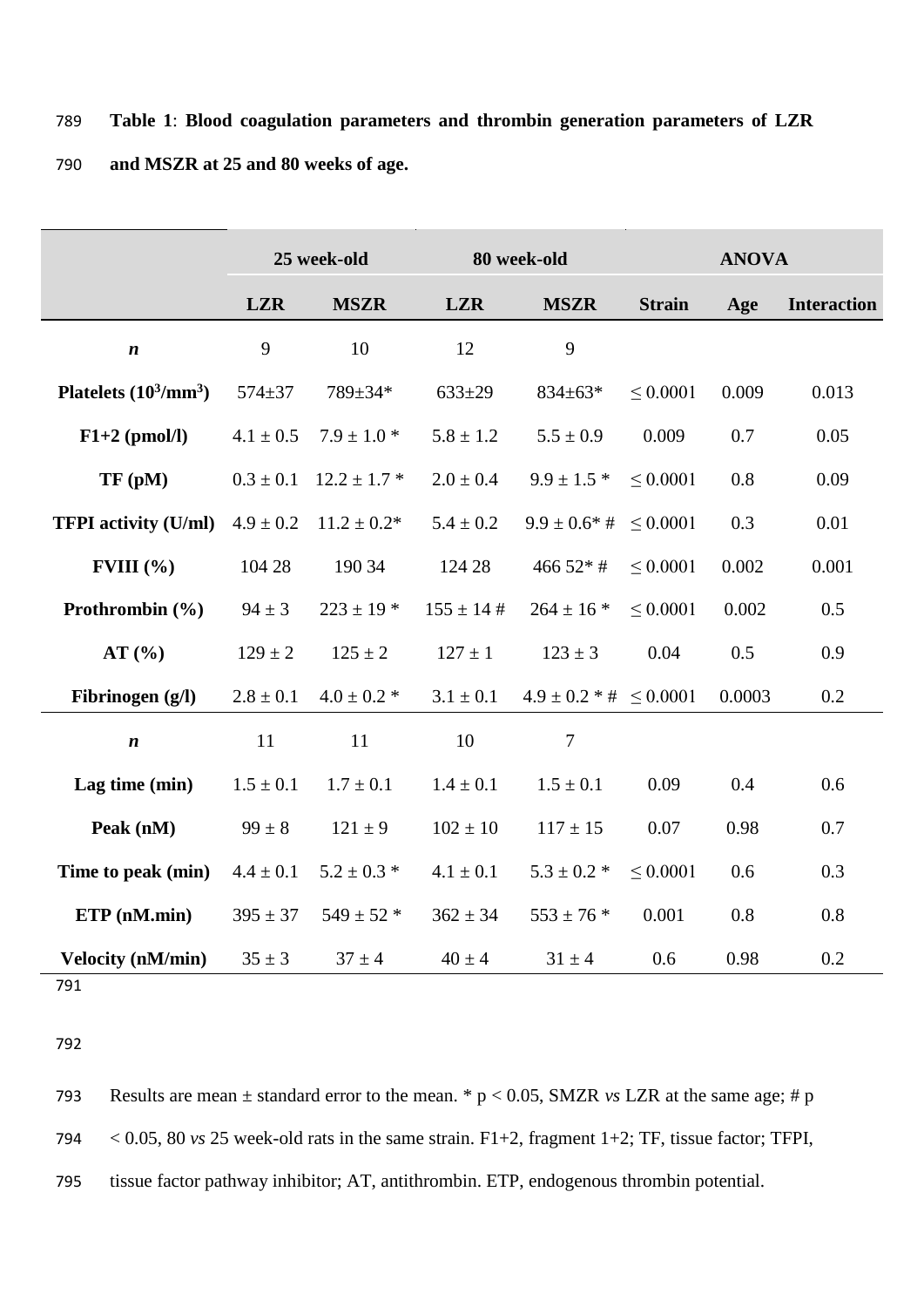**Table 1**: **Blood coagulation parameters and thrombin generation parameters of LZR and MSZR at 25 and 80 weeks of age.**

| | 25 week-old | | 80 week-old | | ANOVA | | |
|---|---|---|---|---|---|---|---|
| | **LZR** | **MSZR** | **LZR** | **MSZR** | **Strain** | **Age** | **Interaction** |
| ***n*** | 9 | 10 | 12 | 9 | | | |
| **Platelets ($10^3$/$mm^3$)** | 574±37 | 789±34* | 633±29 | 834±63* | ≤ 0.0001 | 0.009 | 0.013 |
| **F1+2 (pmol/l)** | 4.1 ± 0.5 | 7.9 ± 1.0 * | 5.8 ± 1.2 | 5.5 ± 0.9 | 0.009 | 0.7 | 0.05 |
| **TF (pM)** | 0.3 ± 0.1 | 12.2 ± 1.7 * | 2.0 ± 0.4 | 9.9 ± 1.5 * | ≤ 0.0001 | 0.8 | 0.09 |
| **TFPI activity (U/ml)** | 4.9 ± 0.2 | 11.2 ± 0.2* | 5.4 ± 0.2 | 9.9 ± 0.6* # | ≤ 0.0001 | 0.3 | 0.01 |
| **FVIII (%)** | 104 28 | 190 34 | 124 28 | 466 52* # | ≤ 0.0001 | 0.002 | 0.001 |
| **Prothrombin (%)** | 94 ± 3 | 223 ± 19 * | 155 ± 14 # | 264 ± 16 * | ≤ 0.0001 | 0.002 | 0.5 |
| **AT (%)** | 129 ± 2 | 125 ± 2 | 127 ± 1 | 123 ± 3 | 0.04 | 0.5 | 0.9 |
| **Fibrinogen (g/l)** | 2.8 ± 0.1 | 4.0 ± 0.2 * | 3.1 ± 0.1 | 4.9 ± 0.2 * # | ≤ 0.0001 | 0.0003 | 0.2 |
| ***n*** | 11 | 11 | 10 | 7 | | | |
| **Lag time (min)** | 1.5 ± 0.1 | 1.7 ± 0.1 | 1.4 ± 0.1 | 1.5 ± 0.1 | 0.09 | 0.4 | 0.6 |
| **Peak (nM)** | 99 ± 8 | 121 ± 9 | 102 ± 10 | 117 ± 15 | 0.07 | 0.98 | 0.7 |
| **Time to peak (min)** | 4.4 ± 0.1 | 5.2 ± 0.3 * | 4.1 ± 0.1 | 5.3 ± 0.2 * | ≤ 0.0001 | 0.6 | 0.3 |
| **ETP (nM.min)** | 395 ± 37 | 549 ± 52 * | 362 ± 34 | 553 ± 76 * | 0.001 | 0.8 | 0.8 |
| **Velocity (nM/min)** | 35 ± 3 | 37 ± 4 | 40 ± 4 | 31 ± 4 | 0.6 | 0.98 | 0.2 |

Results are mean ± standard error to the mean. * p < 0.05, SMZR *vs* LZR at the same age; # p < 0.05, 80 *vs* 25 week-old rats in the same strain. F1+2, fragment 1+2; TF, tissue factor; TFPI, tissue factor pathway inhibitor; AT, antithrombin. ETP, endogenous thrombin potential.